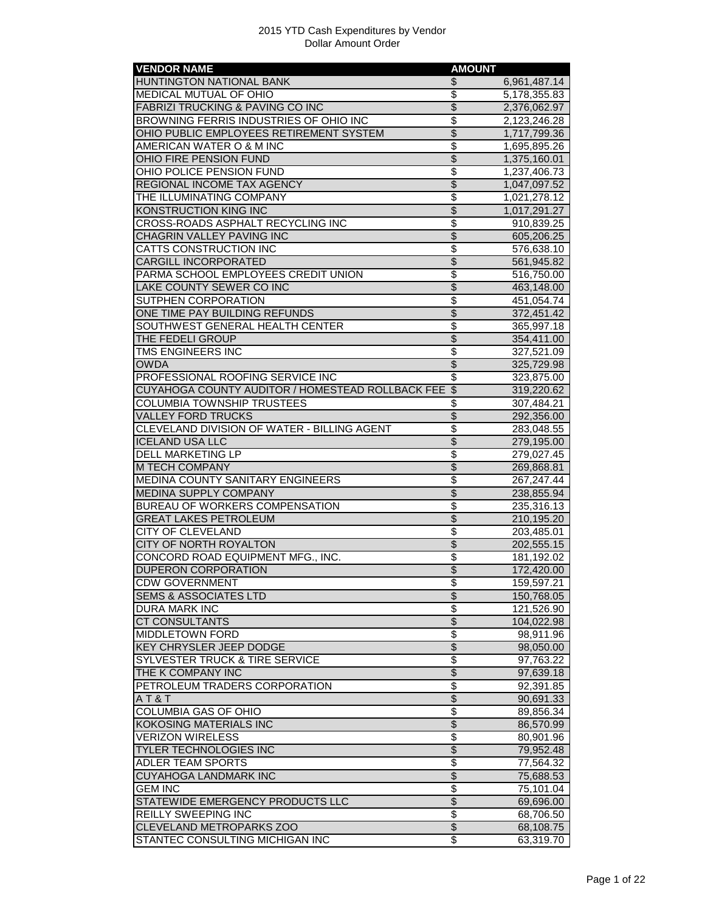# 2015 YTD Cash Expenditures by Vendor
## Dollar Amount Order

| VENDOR NAME | AMOUNT |
|---|---|
| HUNTINGTON NATIONAL BANK | $ 6,961,487.14 |
| MEDICAL MUTUAL OF OHIO | $ 5,178,355.83 |
| FABRIZI TRUCKING & PAVING CO INC | $ 2,376,062.97 |
| BROWNING FERRIS INDUSTRIES OF OHIO INC | $ 2,123,246.28 |
| OHIO PUBLIC EMPLOYEES RETIREMENT SYSTEM | $ 1,717,799.36 |
| AMERICAN WATER O & M INC | $ 1,695,895.26 |
| OHIO FIRE PENSION FUND | $ 1,375,160.01 |
| OHIO POLICE PENSION FUND | $ 1,237,406.73 |
| REGIONAL INCOME TAX AGENCY | $ 1,047,097.52 |
| THE ILLUMINATING COMPANY | $ 1,021,278.12 |
| KONSTRUCTION KING INC | $ 1,017,291.27 |
| CROSS-ROADS ASPHALT RECYCLING INC | $ 910,839.25 |
| CHAGRIN VALLEY PAVING INC | $ 605,206.25 |
| CATTS CONSTRUCTION INC | $ 576,638.10 |
| CARGILL INCORPORATED | $ 561,945.82 |
| PARMA SCHOOL EMPLOYEES CREDIT UNION | $ 516,750.00 |
| LAKE COUNTY SEWER CO INC | $ 463,148.00 |
| SUTPHEN CORPORATION | $ 451,054.74 |
| ONE TIME PAY BUILDING REFUNDS | $ 372,451.42 |
| SOUTHWEST GENERAL HEALTH CENTER | $ 365,997.18 |
| THE FEDELI GROUP | $ 354,411.00 |
| TMS ENGINEERS INC | $ 327,521.09 |
| OWDA | $ 325,729.98 |
| PROFESSIONAL ROOFING SERVICE INC | $ 323,875.00 |
| CUYAHOGA COUNTY AUDITOR / HOMESTEAD ROLLBACK FEE | $ 319,220.62 |
| COLUMBIA TOWNSHIP TRUSTEES | $ 307,484.21 |
| VALLEY FORD TRUCKS | $ 292,356.00 |
| CLEVELAND DIVISION OF WATER - BILLING AGENT | $ 283,048.55 |
| ICELAND USA LLC | $ 279,195.00 |
| DELL MARKETING LP | $ 279,027.45 |
| M TECH COMPANY | $ 269,868.81 |
| MEDINA COUNTY SANITARY ENGINEERS | $ 267,247.44 |
| MEDINA SUPPLY COMPANY | $ 238,855.94 |
| BUREAU OF WORKERS COMPENSATION | $ 235,316.13 |
| GREAT LAKES PETROLEUM | $ 210,195.20 |
| CITY OF CLEVELAND | $ 203,485.01 |
| CITY OF NORTH ROYALTON | $ 202,555.15 |
| CONCORD ROAD EQUIPMENT MFG., INC. | $ 181,192.02 |
| DUPERON CORPORATION | $ 172,420.00 |
| CDW GOVERNMENT | $ 159,597.21 |
| SEMS & ASSOCIATES LTD | $ 150,768.05 |
| DURA MARK INC | $ 121,526.90 |
| CT CONSULTANTS | $ 104,022.98 |
| MIDDLETOWN FORD | $ 98,911.96 |
| KEY CHRYSLER JEEP DODGE | $ 98,050.00 |
| SYLVESTER TRUCK & TIRE SERVICE | $ 97,763.22 |
| THE K COMPANY INC | $ 97,639.18 |
| PETROLEUM TRADERS CORPORATION | $ 92,391.85 |
| A T & T | $ 90,691.33 |
| COLUMBIA GAS OF OHIO | $ 89,856.34 |
| KOKOSING MATERIALS INC | $ 86,570.99 |
| VERIZON WIRELESS | $ 80,901.96 |
| TYLER TECHNOLOGIES INC | $ 79,952.48 |
| ADLER TEAM SPORTS | $ 77,564.32 |
| CUYAHOGA LANDMARK INC | $ 75,688.53 |
| GEM INC | $ 75,101.04 |
| STATEWIDE EMERGENCY PRODUCTS LLC | $ 69,696.00 |
| REILLY SWEEPING INC | $ 68,706.50 |
| CLEVELAND METROPARKS ZOO | $ 68,108.75 |
| STANTEC CONSULTING MICHIGAN INC | $ 63,319.70 |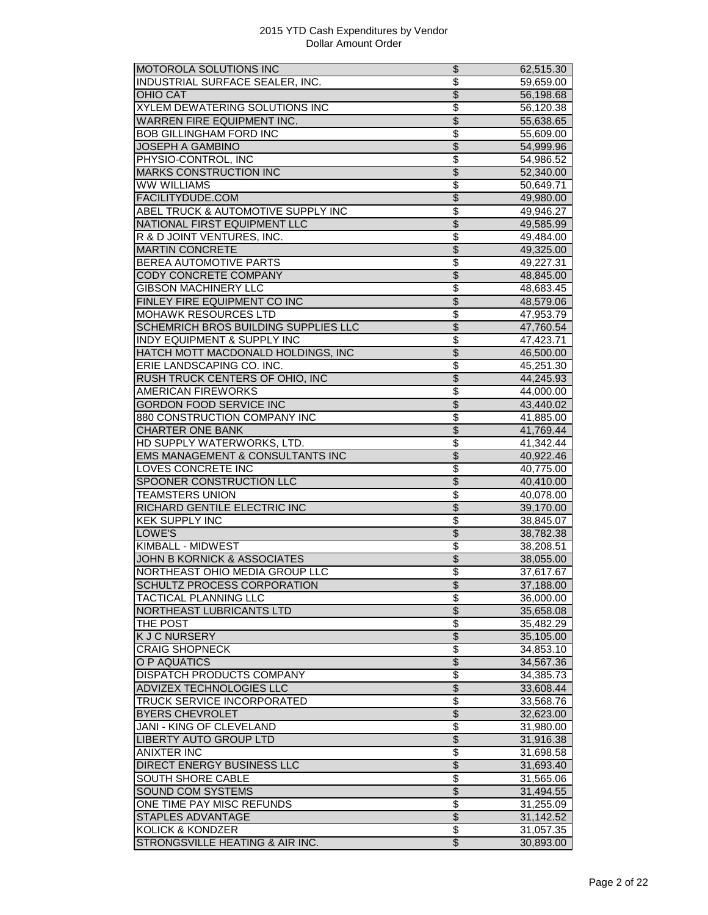| MOTOROLA SOLUTIONS INC | $ | 62,515.30 |
|---|---|---|
| INDUSTRIAL SURFACE SEALER, INC. | $ | 59,659.00 |
| OHIO CAT | $ | 56,198.68 |
| XYLEM DEWATERING SOLUTIONS INC | $ | 56,120.38 |
| WARREN FIRE EQUIPMENT INC. | $ | 55,638.65 |
| BOB GILLINGHAM FORD INC | $ | 55,609.00 |
| JOSEPH A GAMBINO | $ | 54,999.96 |
| PHYSIO-CONTROL, INC | $ | 54,986.52 |
| MARKS CONSTRUCTION INC | $ | 52,340.00 |
| WW WILLIAMS | $ | 50,649.71 |
| FACILITYDUDE.COM | $ | 49,980.00 |
| ABEL TRUCK & AUTOMOTIVE SUPPLY INC | $ | 49,946.27 |
| NATIONAL FIRST EQUIPMENT LLC | $ | 49,585.99 |
| R & D JOINT VENTURES, INC. | $ | 49,484.00 |
| MARTIN CONCRETE | $ | 49,325.00 |
| BEREA AUTOMOTIVE PARTS | $ | 49,227.31 |
| CODY CONCRETE COMPANY | $ | 48,845.00 |
| GIBSON MACHINERY LLC | $ | 48,683.45 |
| FINLEY FIRE EQUIPMENT CO INC | $ | 48,579.06 |
| MOHAWK RESOURCES LTD | $ | 47,953.79 |
| SCHEMRICH BROS BUILDING SUPPLIES LLC | $ | 47,760.54 |
| INDY EQUIPMENT & SUPPLY INC | $ | 47,423.71 |
| HATCH MOTT MACDONALD HOLDINGS, INC | $ | 46,500.00 |
| ERIE LANDSCAPING CO. INC. | $ | 45,251.30 |
| RUSH TRUCK CENTERS OF OHIO, INC | $ | 44,245.93 |
| AMERICAN FIREWORKS | $ | 44,000.00 |
| GORDON FOOD SERVICE INC | $ | 43,440.02 |
| 880 CONSTRUCTION COMPANY INC | $ | 41,885.00 |
| CHARTER ONE BANK | $ | 41,769.44 |
| HD SUPPLY WATERWORKS, LTD. | $ | 41,342.44 |
| EMS MANAGEMENT & CONSULTANTS INC | $ | 40,922.46 |
| LOVES CONCRETE INC | $ | 40,775.00 |
| SPOONER CONSTRUCTION LLC | $ | 40,410.00 |
| TEAMSTERS UNION | $ | 40,078.00 |
| RICHARD GENTILE ELECTRIC INC | $ | 39,170.00 |
| KEK SUPPLY INC | $ | 38,845.07 |
| LOWE'S | $ | 38,782.38 |
| KIMBALL - MIDWEST | $ | 38,208.51 |
| JOHN B KORNICK & ASSOCIATES | $ | 38,055.00 |
| NORTHEAST OHIO MEDIA GROUP LLC | $ | 37,617.67 |
| SCHULTZ PROCESS CORPORATION | $ | 37,188.00 |
| TACTICAL PLANNING LLC | $ | 36,000.00 |
| NORTHEAST LUBRICANTS LTD | $ | 35,658.08 |
| THE POST | $ | 35,482.29 |
| K J C NURSERY | $ | 35,105.00 |
| CRAIG SHOPNECK | $ | 34,853.10 |
| O P AQUATICS | $ | 34,567.36 |
| DISPATCH PRODUCTS COMPANY | $ | 34,385.73 |
| ADVIZEX TECHNOLOGIES LLC | $ | 33,608.44 |
| TRUCK SERVICE INCORPORATED | $ | 33,568.76 |
| BYERS CHEVROLET | $ | 32,623.00 |
| JANI - KING OF CLEVELAND | $ | 31,980.00 |
| LIBERTY AUTO GROUP LTD | $ | 31,916.38 |
| ANIXTER INC | $ | 31,698.58 |
| DIRECT ENERGY BUSINESS LLC | $ | 31,693.40 |
| SOUTH SHORE CABLE | $ | 31,565.06 |
| SOUND COM SYSTEMS | $ | 31,494.55 |
| ONE TIME PAY MISC REFUNDS | $ | 31,255.09 |
| STAPLES ADVANTAGE | $ | 31,142.52 |
| KOLICK & KONDZER | $ | 31,057.35 |
| STRONGSVILLE HEATING & AIR INC. | $ | 30,893.00 |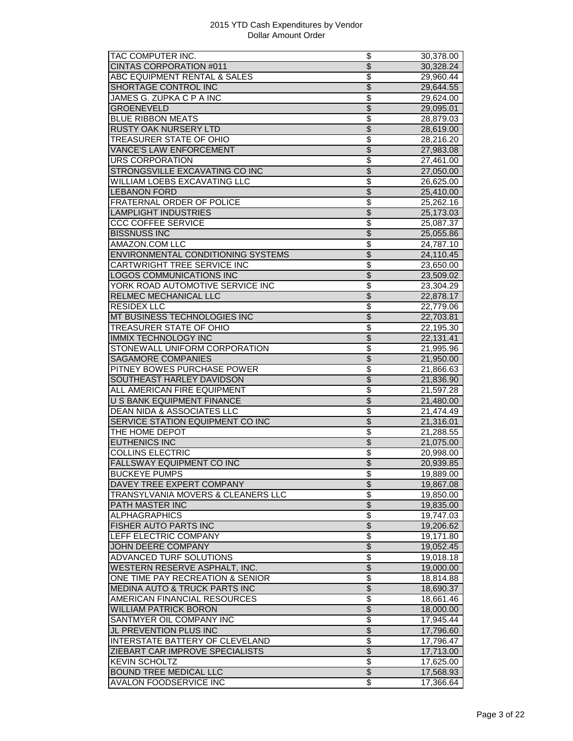# 2015 YTD Cash Expenditures by Vendor
## Dollar Amount Order

| Vendor | | Amount |
|---|---|---|
| TAC COMPUTER INC. | $ | 30,378.00 |
| CINTAS CORPORATION #011 | $ | 30,328.24 |
| ABC EQUIPMENT RENTAL & SALES | $ | 29,960.44 |
| SHORTAGE CONTROL INC | $ | 29,644.55 |
| JAMES G. ZUPKA C P A INC | $ | 29,624.00 |
| GROENEVELD | $ | 29,095.01 |
| BLUE RIBBON MEATS | $ | 28,879.03 |
| RUSTY OAK NURSERY LTD | $ | 28,619.00 |
| TREASURER STATE OF OHIO | $ | 28,216.20 |
| VANCE'S LAW ENFORCEMENT | $ | 27,983.08 |
| URS CORPORATION | $ | 27,461.00 |
| STRONGSVILLE EXCAVATING CO INC | $ | 27,050.00 |
| WILLIAM LOEBS EXCAVATING LLC | $ | 26,625.00 |
| LEBANON FORD | $ | 25,410.00 |
| FRATERNAL ORDER OF POLICE | $ | 25,262.16 |
| LAMPLIGHT INDUSTRIES | $ | 25,173.03 |
| CCC COFFEE SERVICE | $ | 25,087.37 |
| BISSNUSS INC | $ | 25,055.86 |
| AMAZON.COM LLC | $ | 24,787.10 |
| ENVIRONMENTAL CONDITIONING SYSTEMS | $ | 24,110.45 |
| CARTWRIGHT TREE SERVICE INC | $ | 23,650.00 |
| LOGOS COMMUNICATIONS INC | $ | 23,509.02 |
| YORK ROAD AUTOMOTIVE SERVICE INC | $ | 23,304.29 |
| RELMEC MECHANICAL LLC | $ | 22,878.17 |
| RESIDEX LLC | $ | 22,779.06 |
| MT BUSINESS TECHNOLOGIES INC | $ | 22,703.81 |
| TREASURER STATE OF OHIO | $ | 22,195.30 |
| IMMIX TECHNOLOGY INC | $ | 22,131.41 |
| STONEWALL UNIFORM CORPORATION | $ | 21,995.96 |
| SAGAMORE COMPANIES | $ | 21,950.00 |
| PITNEY BOWES PURCHASE POWER | $ | 21,866.63 |
| SOUTHEAST HARLEY DAVIDSON | $ | 21,836.90 |
| ALL AMERICAN FIRE EQUIPMENT | $ | 21,597.28 |
| U S BANK EQUIPMENT FINANCE | $ | 21,480.00 |
| DEAN NIDA & ASSOCIATES LLC | $ | 21,474.49 |
| SERVICE STATION EQUIPMENT CO INC | $ | 21,316.01 |
| THE HOME DEPOT | $ | 21,288.55 |
| EUTHENICS INC | $ | 21,075.00 |
| COLLINS ELECTRIC | $ | 20,998.00 |
| FALLSWAY EQUIPMENT CO INC | $ | 20,939.85 |
| BUCKEYE PUMPS | $ | 19,889.00 |
| DAVEY TREE EXPERT COMPANY | $ | 19,867.08 |
| TRANSYLVANIA MOVERS & CLEANERS LLC | $ | 19,850.00 |
| PATH MASTER INC | $ | 19,835.00 |
| ALPHAGRAPHICS | $ | 19,747.03 |
| FISHER AUTO PARTS INC | $ | 19,206.62 |
| LEFF ELECTRIC COMPANY | $ | 19,171.80 |
| JOHN DEERE COMPANY | $ | 19,052.45 |
| ADVANCED TURF SOLUTIONS | $ | 19,018.18 |
| WESTERN RESERVE ASPHALT, INC. | $ | 19,000.00 |
| ONE TIME PAY RECREATION & SENIOR | $ | 18,814.88 |
| MEDINA AUTO & TRUCK PARTS INC | $ | 18,690.37 |
| AMERICAN FINANCIAL RESOURCES | $ | 18,661.46 |
| WILLIAM PATRICK BORON | $ | 18,000.00 |
| SANTMYER OIL COMPANY INC | $ | 17,945.44 |
| JL PREVENTION PLUS INC | $ | 17,796.60 |
| INTERSTATE BATTERY OF CLEVELAND | $ | 17,796.47 |
| ZIEBART CAR IMPROVE SPECIALISTS | $ | 17,713.00 |
| KEVIN SCHOLTZ | $ | 17,625.00 |
| BOUND TREE MEDICAL LLC | $ | 17,568.93 |
| AVALON FOODSERVICE INC | $ | 17,366.64 |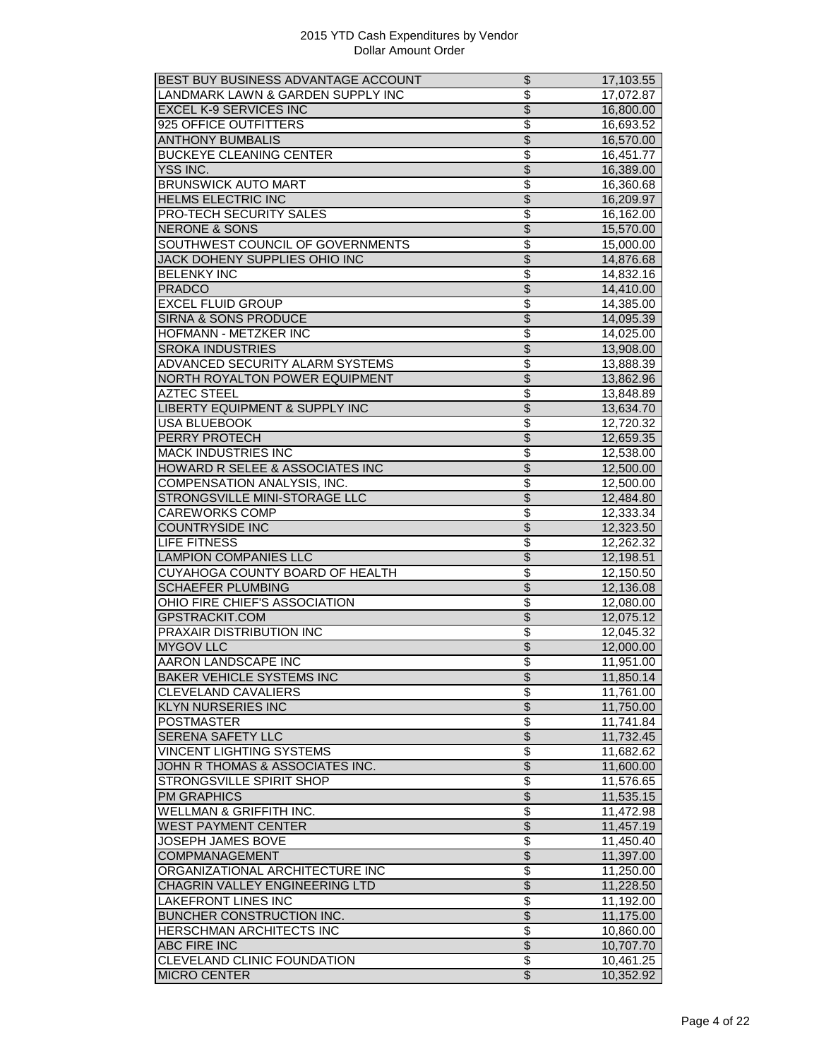2015 YTD Cash Expenditures by Vendor
Dollar Amount Order

| Vendor | | Amount |
|---|---|---|
| BEST BUY BUSINESS ADVANTAGE ACCOUNT | $ | 17,103.55 |
| LANDMARK LAWN & GARDEN SUPPLY INC | $ | 17,072.87 |
| EXCEL K-9 SERVICES INC | $ | 16,800.00 |
| 925 OFFICE OUTFITTERS | $ | 16,693.52 |
| ANTHONY BUMBALIS | $ | 16,570.00 |
| BUCKEYE CLEANING CENTER | $ | 16,451.77 |
| YSS INC. | $ | 16,389.00 |
| BRUNSWICK AUTO MART | $ | 16,360.68 |
| HELMS ELECTRIC INC | $ | 16,209.97 |
| PRO-TECH SECURITY SALES | $ | 16,162.00 |
| NERONE & SONS | $ | 15,570.00 |
| SOUTHWEST COUNCIL OF GOVERNMENTS | $ | 15,000.00 |
| JACK DOHENY SUPPLIES OHIO INC | $ | 14,876.68 |
| BELENKY INC | $ | 14,832.16 |
| PRADCO | $ | 14,410.00 |
| EXCEL FLUID GROUP | $ | 14,385.00 |
| SIRNA & SONS PRODUCE | $ | 14,095.39 |
| HOFMANN - METZKER INC | $ | 14,025.00 |
| SROKA INDUSTRIES | $ | 13,908.00 |
| ADVANCED SECURITY ALARM SYSTEMS | $ | 13,888.39 |
| NORTH ROYALTON POWER EQUIPMENT | $ | 13,862.96 |
| AZTEC STEEL | $ | 13,848.89 |
| LIBERTY EQUIPMENT & SUPPLY INC | $ | 13,634.70 |
| USA BLUEBOOK | $ | 12,720.32 |
| PERRY PROTECH | $ | 12,659.35 |
| MACK INDUSTRIES INC | $ | 12,538.00 |
| HOWARD R SELEE & ASSOCIATES INC | $ | 12,500.00 |
| COMPENSATION ANALYSIS, INC. | $ | 12,500.00 |
| STRONGSVILLE MINI-STORAGE LLC | $ | 12,484.80 |
| CAREWORKS COMP | $ | 12,333.34 |
| COUNTRYSIDE INC | $ | 12,323.50 |
| LIFE FITNESS | $ | 12,262.32 |
| LAMPION COMPANIES LLC | $ | 12,198.51 |
| CUYAHOGA COUNTY BOARD OF HEALTH | $ | 12,150.50 |
| SCHAEFER PLUMBING | $ | 12,136.08 |
| OHIO FIRE CHIEF'S ASSOCIATION | $ | 12,080.00 |
| GPSTRACKIT.COM | $ | 12,075.12 |
| PRAXAIR DISTRIBUTION INC | $ | 12,045.32 |
| MYGOV LLC | $ | 12,000.00 |
| AARON LANDSCAPE INC | $ | 11,951.00 |
| BAKER VEHICLE SYSTEMS INC | $ | 11,850.14 |
| CLEVELAND CAVALIERS | $ | 11,761.00 |
| KLYN NURSERIES INC | $ | 11,750.00 |
| POSTMASTER | $ | 11,741.84 |
| SERENA SAFETY LLC | $ | 11,732.45 |
| VINCENT LIGHTING SYSTEMS | $ | 11,682.62 |
| JOHN R THOMAS & ASSOCIATES INC. | $ | 11,600.00 |
| STRONGSVILLE SPIRIT SHOP | $ | 11,576.65 |
| PM GRAPHICS | $ | 11,535.15 |
| WELLMAN & GRIFFITH INC. | $ | 11,472.98 |
| WEST PAYMENT CENTER | $ | 11,457.19 |
| JOSEPH JAMES BOVE | $ | 11,450.40 |
| COMPMANAGEMENT | $ | 11,397.00 |
| ORGANIZATIONAL ARCHITECTURE INC | $ | 11,250.00 |
| CHAGRIN VALLEY ENGINEERING LTD | $ | 11,228.50 |
| LAKEFRONT LINES INC | $ | 11,192.00 |
| BUNCHER CONSTRUCTION INC. | $ | 11,175.00 |
| HERSCHMAN ARCHITECTS INC | $ | 10,860.00 |
| ABC FIRE INC | $ | 10,707.70 |
| CLEVELAND CLINIC FOUNDATION | $ | 10,461.25 |
| MICRO CENTER | $ | 10,352.92 |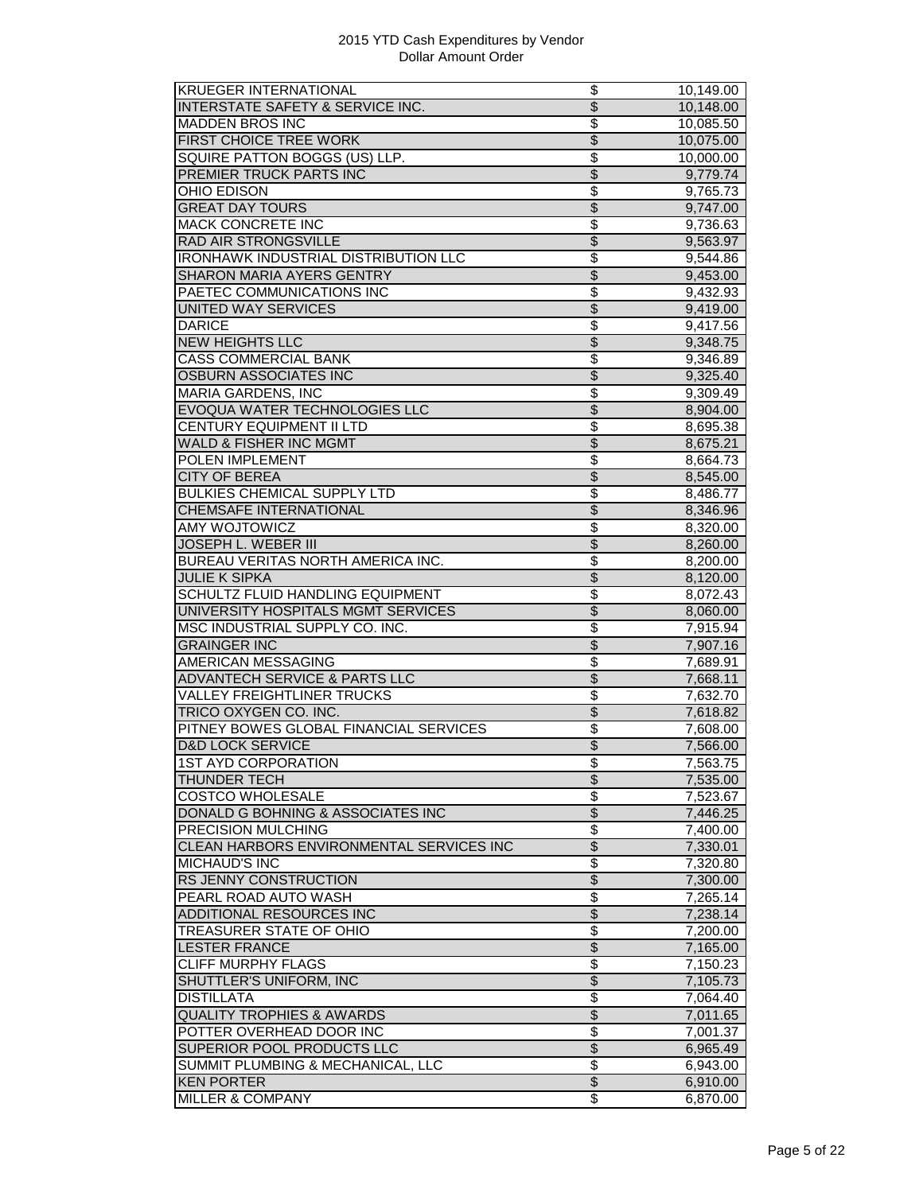2015 YTD Cash Expenditures by Vendor
Dollar Amount Order

| | | |
|---|---|---|
| KRUEGER INTERNATIONAL | $ | 10,149.00 |
| INTERSTATE SAFETY & SERVICE INC. | $ | 10,148.00 |
| MADDEN BROS INC | $ | 10,085.50 |
| FIRST CHOICE TREE WORK | $ | 10,075.00 |
| SQUIRE PATTON BOGGS (US) LLP. | $ | 10,000.00 |
| PREMIER TRUCK PARTS INC | $ | 9,779.74 |
| OHIO EDISON | $ | 9,765.73 |
| GREAT DAY TOURS | $ | 9,747.00 |
| MACK CONCRETE INC | $ | 9,736.63 |
| RAD AIR STRONGSVILLE | $ | 9,563.97 |
| IRONHAWK INDUSTRIAL DISTRIBUTION LLC | $ | 9,544.86 |
| SHARON MARIA AYERS GENTRY | $ | 9,453.00 |
| PAETEC COMMUNICATIONS INC | $ | 9,432.93 |
| UNITED WAY SERVICES | $ | 9,419.00 |
| DARICE | $ | 9,417.56 |
| NEW HEIGHTS LLC | $ | 9,348.75 |
| CASS COMMERCIAL BANK | $ | 9,346.89 |
| OSBURN ASSOCIATES INC | $ | 9,325.40 |
| MARIA GARDENS, INC | $ | 9,309.49 |
| EVOQUA WATER TECHNOLOGIES LLC | $ | 8,904.00 |
| CENTURY EQUIPMENT II LTD | $ | 8,695.38 |
| WALD & FISHER INC MGMT | $ | 8,675.21 |
| POLEN IMPLEMENT | $ | 8,664.73 |
| CITY OF BEREA | $ | 8,545.00 |
| BULKIES CHEMICAL SUPPLY LTD | $ | 8,486.77 |
| CHEMSAFE INTERNATIONAL | $ | 8,346.96 |
| AMY WOJTOWICZ | $ | 8,320.00 |
| JOSEPH L. WEBER III | $ | 8,260.00 |
| BUREAU VERITAS NORTH AMERICA INC. | $ | 8,200.00 |
| JULIE K SIPKA | $ | 8,120.00 |
| SCHULTZ FLUID HANDLING EQUIPMENT | $ | 8,072.43 |
| UNIVERSITY HOSPITALS MGMT SERVICES | $ | 8,060.00 |
| MSC INDUSTRIAL SUPPLY CO. INC. | $ | 7,915.94 |
| GRAINGER INC | $ | 7,907.16 |
| AMERICAN MESSAGING | $ | 7,689.91 |
| ADVANTECH SERVICE & PARTS LLC | $ | 7,668.11 |
| VALLEY FREIGHTLINER TRUCKS | $ | 7,632.70 |
| TRICO OXYGEN CO. INC. | $ | 7,618.82 |
| PITNEY BOWES GLOBAL FINANCIAL SERVICES | $ | 7,608.00 |
| D&D LOCK SERVICE | $ | 7,566.00 |
| 1ST AYD CORPORATION | $ | 7,563.75 |
| THUNDER TECH | $ | 7,535.00 |
| COSTCO WHOLESALE | $ | 7,523.67 |
| DONALD G BOHNING & ASSOCIATES INC | $ | 7,446.25 |
| PRECISION MULCHING | $ | 7,400.00 |
| CLEAN HARBORS ENVIRONMENTAL SERVICES INC | $ | 7,330.01 |
| MICHAUD'S INC | $ | 7,320.80 |
| RS JENNY CONSTRUCTION | $ | 7,300.00 |
| PEARL ROAD AUTO WASH | $ | 7,265.14 |
| ADDITIONAL RESOURCES INC | $ | 7,238.14 |
| TREASURER STATE OF OHIO | $ | 7,200.00 |
| LESTER FRANCE | $ | 7,165.00 |
| CLIFF MURPHY FLAGS | $ | 7,150.23 |
| SHUTTLER'S UNIFORM, INC | $ | 7,105.73 |
| DISTILLATA | $ | 7,064.40 |
| QUALITY TROPHIES & AWARDS | $ | 7,011.65 |
| POTTER OVERHEAD DOOR INC | $ | 7,001.37 |
| SUPERIOR POOL PRODUCTS LLC | $ | 6,965.49 |
| SUMMIT PLUMBING & MECHANICAL, LLC | $ | 6,943.00 |
| KEN PORTER | $ | 6,910.00 |
| MILLER & COMPANY | $ | 6,870.00 |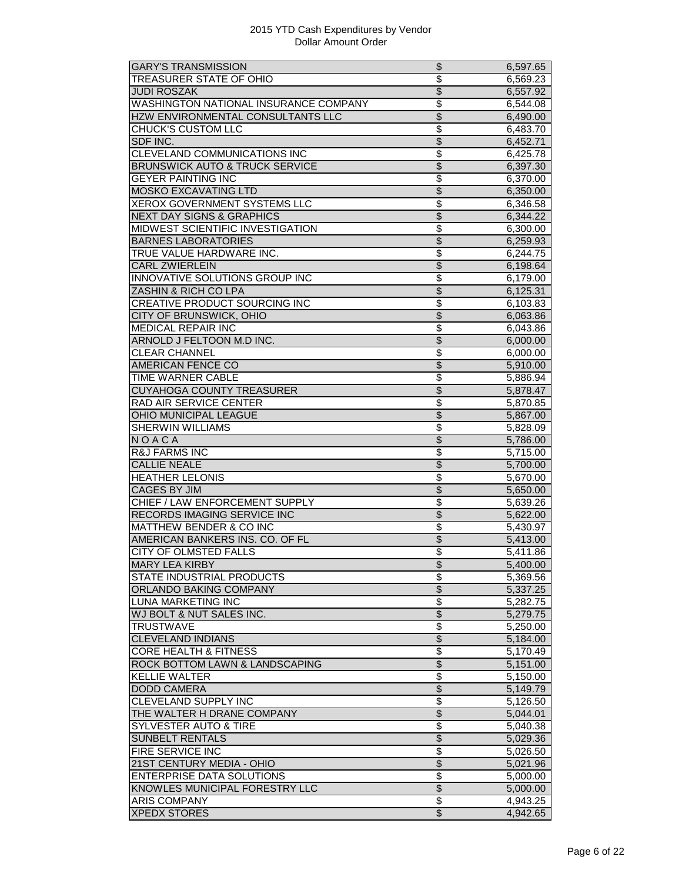2015 YTD Cash Expenditures by Vendor
Dollar Amount Order

| | | |
|---|---|---|
| GARY'S TRANSMISSION | $ | 6,597.65 |
| TREASURER STATE OF OHIO | $ | 6,569.23 |
| JUDI ROSZAK | $ | 6,557.92 |
| WASHINGTON NATIONAL INSURANCE COMPANY | $ | 6,544.08 |
| HZW ENVIRONMENTAL CONSULTANTS LLC | $ | 6,490.00 |
| CHUCK'S CUSTOM LLC | $ | 6,483.70 |
| SDF INC. | $ | 6,452.71 |
| CLEVELAND COMMUNICATIONS INC | $ | 6,425.78 |
| BRUNSWICK AUTO & TRUCK SERVICE | $ | 6,397.30 |
| GEYER PAINTING INC | $ | 6,370.00 |
| MOSKO EXCAVATING LTD | $ | 6,350.00 |
| XEROX GOVERNMENT SYSTEMS LLC | $ | 6,346.58 |
| NEXT DAY SIGNS & GRAPHICS | $ | 6,344.22 |
| MIDWEST SCIENTIFIC INVESTIGATION | $ | 6,300.00 |
| BARNES LABORATORIES | $ | 6,259.93 |
| TRUE VALUE HARDWARE INC. | $ | 6,244.75 |
| CARL ZWIERLEIN | $ | 6,198.64 |
| INNOVATIVE SOLUTIONS GROUP INC | $ | 6,179.00 |
| ZASHIN & RICH CO LPA | $ | 6,125.31 |
| CREATIVE PRODUCT SOURCING INC | $ | 6,103.83 |
| CITY OF BRUNSWICK, OHIO | $ | 6,063.86 |
| MEDICAL REPAIR INC | $ | 6,043.86 |
| ARNOLD J FELTOON M.D INC. | $ | 6,000.00 |
| CLEAR CHANNEL | $ | 6,000.00 |
| AMERICAN FENCE CO | $ | 5,910.00 |
| TIME WARNER CABLE | $ | 5,886.94 |
| CUYAHOGA COUNTY TREASURER | $ | 5,878.47 |
| RAD AIR SERVICE CENTER | $ | 5,870.85 |
| OHIO MUNICIPAL LEAGUE | $ | 5,867.00 |
| SHERWIN WILLIAMS | $ | 5,828.09 |
| N O A C A | $ | 5,786.00 |
| R&J FARMS INC | $ | 5,715.00 |
| CALLIE NEALE | $ | 5,700.00 |
| HEATHER LELONIS | $ | 5,670.00 |
| CAGES BY JIM | $ | 5,650.00 |
| CHIEF / LAW ENFORCEMENT SUPPLY | $ | 5,639.26 |
| RECORDS IMAGING SERVICE INC | $ | 5,622.00 |
| MATTHEW BENDER & CO INC | $ | 5,430.97 |
| AMERICAN BANKERS INS. CO. OF FL | $ | 5,413.00 |
| CITY OF OLMSTED FALLS | $ | 5,411.86 |
| MARY LEA KIRBY | $ | 5,400.00 |
| STATE INDUSTRIAL PRODUCTS | $ | 5,369.56 |
| ORLANDO BAKING COMPANY | $ | 5,337.25 |
| LUNA MARKETING INC | $ | 5,282.75 |
| WJ BOLT & NUT SALES INC. | $ | 5,279.75 |
| TRUSTWAVE | $ | 5,250.00 |
| CLEVELAND INDIANS | $ | 5,184.00 |
| CORE HEALTH & FITNESS | $ | 5,170.49 |
| ROCK BOTTOM LAWN & LANDSCAPING | $ | 5,151.00 |
| KELLIE WALTER | $ | 5,150.00 |
| DODD CAMERA | $ | 5,149.79 |
| CLEVELAND SUPPLY INC | $ | 5,126.50 |
| THE WALTER H DRANE COMPANY | $ | 5,044.01 |
| SYLVESTER AUTO & TIRE | $ | 5,040.38 |
| SUNBELT RENTALS | $ | 5,029.36 |
| FIRE SERVICE INC | $ | 5,026.50 |
| 21ST CENTURY MEDIA - OHIO | $ | 5,021.96 |
| ENTERPRISE DATA SOLUTIONS | $ | 5,000.00 |
| KNOWLES MUNICIPAL FORESTRY LLC | $ | 5,000.00 |
| ARIS COMPANY | $ | 4,943.25 |
| XPEDX STORES | $ | 4,942.65 |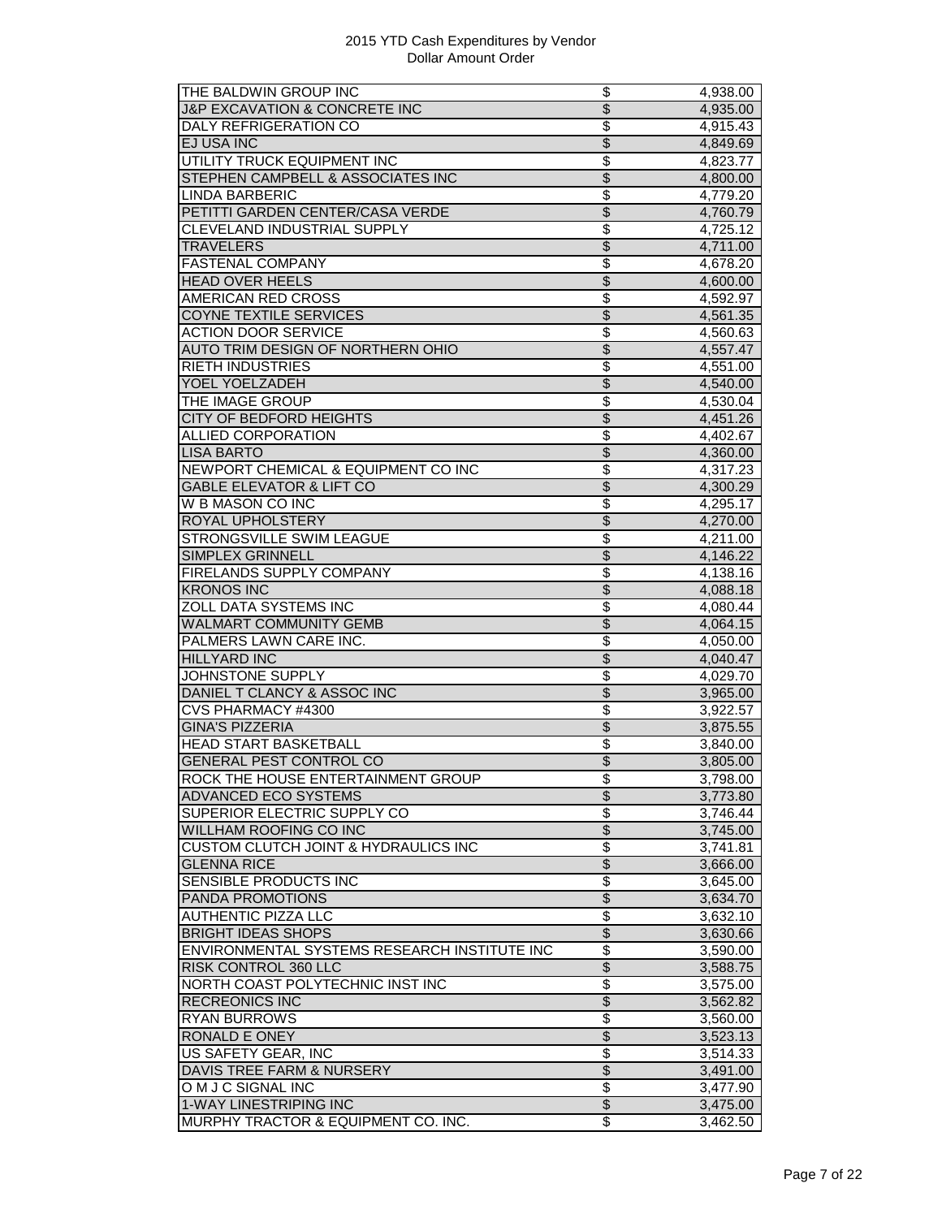# 2015 YTD Cash Expenditures by Vendor
Dollar Amount Order

| Vendor | | Amount |
|---|---|---|
| THE BALDWIN GROUP INC | $ | 4,938.00 |
| J&P EXCAVATION & CONCRETE INC | $ | 4,935.00 |
| DALY REFRIGERATION CO | $ | 4,915.43 |
| EJ USA INC | $ | 4,849.69 |
| UTILITY TRUCK EQUIPMENT INC | $ | 4,823.77 |
| STEPHEN CAMPBELL & ASSOCIATES INC | $ | 4,800.00 |
| LINDA BARBERIC | $ | 4,779.20 |
| PETITTI GARDEN CENTER/CASA VERDE | $ | 4,760.79 |
| CLEVELAND INDUSTRIAL SUPPLY | $ | 4,725.12 |
| TRAVELERS | $ | 4,711.00 |
| FASTENAL COMPANY | $ | 4,678.20 |
| HEAD OVER HEELS | $ | 4,600.00 |
| AMERICAN RED CROSS | $ | 4,592.97 |
| COYNE TEXTILE SERVICES | $ | 4,561.35 |
| ACTION DOOR SERVICE | $ | 4,560.63 |
| AUTO TRIM DESIGN OF NORTHERN OHIO | $ | 4,557.47 |
| RIETH INDUSTRIES | $ | 4,551.00 |
| YOEL YOELZADEH | $ | 4,540.00 |
| THE IMAGE GROUP | $ | 4,530.04 |
| CITY OF BEDFORD HEIGHTS | $ | 4,451.26 |
| ALLIED CORPORATION | $ | 4,402.67 |
| LISA BARTO | $ | 4,360.00 |
| NEWPORT CHEMICAL & EQUIPMENT CO INC | $ | 4,317.23 |
| GABLE ELEVATOR & LIFT CO | $ | 4,300.29 |
| W B MASON CO INC | $ | 4,295.17 |
| ROYAL UPHOLSTERY | $ | 4,270.00 |
| STRONGSVILLE SWIM LEAGUE | $ | 4,211.00 |
| SIMPLEX GRINNELL | $ | 4,146.22 |
| FIRELANDS SUPPLY COMPANY | $ | 4,138.16 |
| KRONOS INC | $ | 4,088.18 |
| ZOLL DATA SYSTEMS INC | $ | 4,080.44 |
| WALMART COMMUNITY GEMB | $ | 4,064.15 |
| PALMERS LAWN CARE INC. | $ | 4,050.00 |
| HILLYARD INC | $ | 4,040.47 |
| JOHNSTONE SUPPLY | $ | 4,029.70 |
| DANIEL T CLANCY & ASSOC INC | $ | 3,965.00 |
| CVS PHARMACY #4300 | $ | 3,922.57 |
| GINA'S PIZZERIA | $ | 3,875.55 |
| HEAD START BASKETBALL | $ | 3,840.00 |
| GENERAL PEST CONTROL CO | $ | 3,805.00 |
| ROCK THE HOUSE ENTERTAINMENT GROUP | $ | 3,798.00 |
| ADVANCED ECO SYSTEMS | $ | 3,773.80 |
| SUPERIOR ELECTRIC SUPPLY CO | $ | 3,746.44 |
| WILLHAM ROOFING CO INC | $ | 3,745.00 |
| CUSTOM CLUTCH JOINT & HYDRAULICS INC | $ | 3,741.81 |
| GLENNA RICE | $ | 3,666.00 |
| SENSIBLE PRODUCTS INC | $ | 3,645.00 |
| PANDA PROMOTIONS | $ | 3,634.70 |
| AUTHENTIC PIZZA LLC | $ | 3,632.10 |
| BRIGHT IDEAS SHOPS | $ | 3,630.66 |
| ENVIRONMENTAL SYSTEMS RESEARCH INSTITUTE INC | $ | 3,590.00 |
| RISK CONTROL 360 LLC | $ | 3,588.75 |
| NORTH COAST POLYTECHNIC INST INC | $ | 3,575.00 |
| RECREONICS INC | $ | 3,562.82 |
| RYAN BURROWS | $ | 3,560.00 |
| RONALD E ONEY | $ | 3,523.13 |
| US SAFETY GEAR, INC | $ | 3,514.33 |
| DAVIS TREE FARM & NURSERY | $ | 3,491.00 |
| O M J C SIGNAL INC | $ | 3,477.90 |
| 1-WAY LINESTRIPING INC | $ | 3,475.00 |
| MURPHY TRACTOR & EQUIPMENT CO. INC. | $ | 3,462.50 |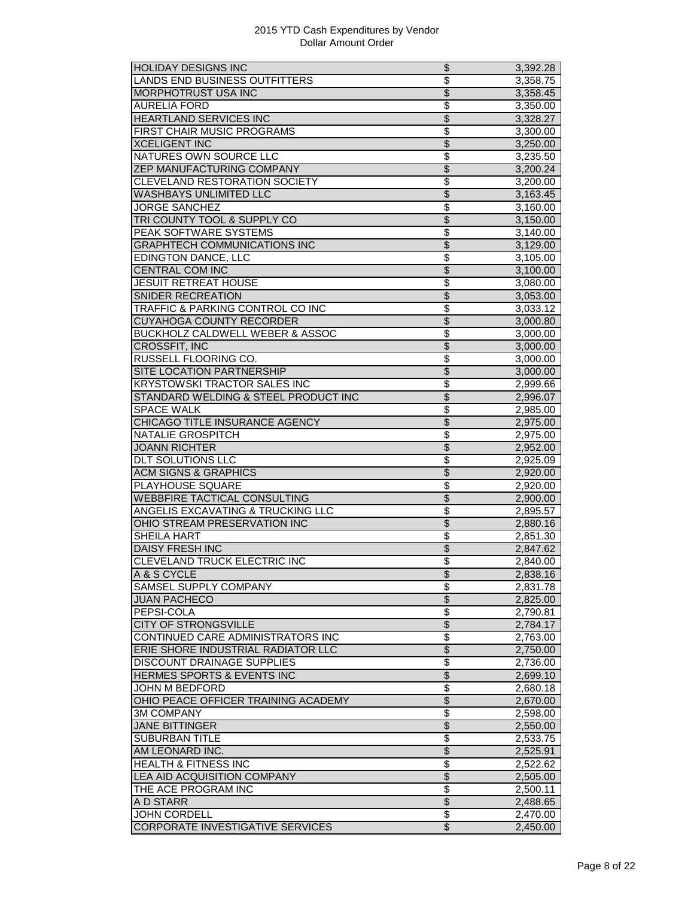# 2015 YTD Cash Expenditures by Vendor
## Dollar Amount Order

| Vendor | | Amount |
|---|---|---|
| HOLIDAY DESIGNS INC | $ | 3,392.28 |
| LANDS END BUSINESS OUTFITTERS | $ | 3,358.75 |
| MORPHOTRUST USA INC | $ | 3,358.45 |
| AURELIA FORD | $ | 3,350.00 |
| HEARTLAND SERVICES INC | $ | 3,328.27 |
| FIRST CHAIR MUSIC PROGRAMS | $ | 3,300.00 |
| XCELIGENT INC | $ | 3,250.00 |
| NATURES OWN SOURCE LLC | $ | 3,235.50 |
| ZEP MANUFACTURING COMPANY | $ | 3,200.24 |
| CLEVELAND RESTORATION SOCIETY | $ | 3,200.00 |
| WASHBAYS UNLIMITED LLC | $ | 3,163.45 |
| JORGE SANCHEZ | $ | 3,160.00 |
| TRI COUNTY TOOL & SUPPLY CO | $ | 3,150.00 |
| PEAK SOFTWARE SYSTEMS | $ | 3,140.00 |
| GRAPHTECH COMMUNICATIONS INC | $ | 3,129.00 |
| EDINGTON DANCE, LLC | $ | 3,105.00 |
| CENTRAL COM INC | $ | 3,100.00 |
| JESUIT RETREAT HOUSE | $ | 3,080.00 |
| SNIDER RECREATION | $ | 3,053.00 |
| TRAFFIC & PARKING CONTROL CO INC | $ | 3,033.12 |
| CUYAHOGA COUNTY RECORDER | $ | 3,000.80 |
| BUCKHOLZ CALDWELL WEBER & ASSOC | $ | 3,000.00 |
| CROSSFIT, INC | $ | 3,000.00 |
| RUSSELL FLOORING CO. | $ | 3,000.00 |
| SITE LOCATION PARTNERSHIP | $ | 3,000.00 |
| KRYSTOWSKI TRACTOR SALES INC | $ | 2,999.66 |
| STANDARD WELDING & STEEL PRODUCT INC | $ | 2,996.07 |
| SPACE WALK | $ | 2,985.00 |
| CHICAGO TITLE INSURANCE AGENCY | $ | 2,975.00 |
| NATALIE GROSPITCH | $ | 2,975.00 |
| JOANN RICHTER | $ | 2,952.00 |
| DLT SOLUTIONS LLC | $ | 2,925.09 |
| ACM SIGNS & GRAPHICS | $ | 2,920.00 |
| PLAYHOUSE SQUARE | $ | 2,920.00 |
| WEBBFIRE TACTICAL CONSULTING | $ | 2,900.00 |
| ANGELIS EXCAVATING & TRUCKING LLC | $ | 2,895.57 |
| OHIO STREAM PRESERVATION INC | $ | 2,880.16 |
| SHEILA HART | $ | 2,851.30 |
| DAISY FRESH INC | $ | 2,847.62 |
| CLEVELAND TRUCK ELECTRIC INC | $ | 2,840.00 |
| A & S CYCLE | $ | 2,838.16 |
| SAMSEL SUPPLY COMPANY | $ | 2,831.78 |
| JUAN PACHECO | $ | 2,825.00 |
| PEPSI-COLA | $ | 2,790.81 |
| CITY OF STRONGSVILLE | $ | 2,784.17 |
| CONTINUED CARE ADMINISTRATORS INC | $ | 2,763.00 |
| ERIE SHORE INDUSTRIAL RADIATOR LLC | $ | 2,750.00 |
| DISCOUNT DRAINAGE SUPPLIES | $ | 2,736.00 |
| HERMES SPORTS & EVENTS INC | $ | 2,699.10 |
| JOHN M BEDFORD | $ | 2,680.18 |
| OHIO PEACE OFFICER TRAINING ACADEMY | $ | 2,670.00 |
| 3M COMPANY | $ | 2,598.00 |
| JANE BITTINGER | $ | 2,550.00 |
| SUBURBAN TITLE | $ | 2,533.75 |
| AM LEONARD INC. | $ | 2,525.91 |
| HEALTH & FITNESS INC | $ | 2,522.62 |
| LEA AID ACQUISITION COMPANY | $ | 2,505.00 |
| THE ACE PROGRAM INC | $ | 2,500.11 |
| A D STARR | $ | 2,488.65 |
| JOHN CORDELL | $ | 2,470.00 |
| CORPORATE INVESTIGATIVE SERVICES | $ | 2,450.00 |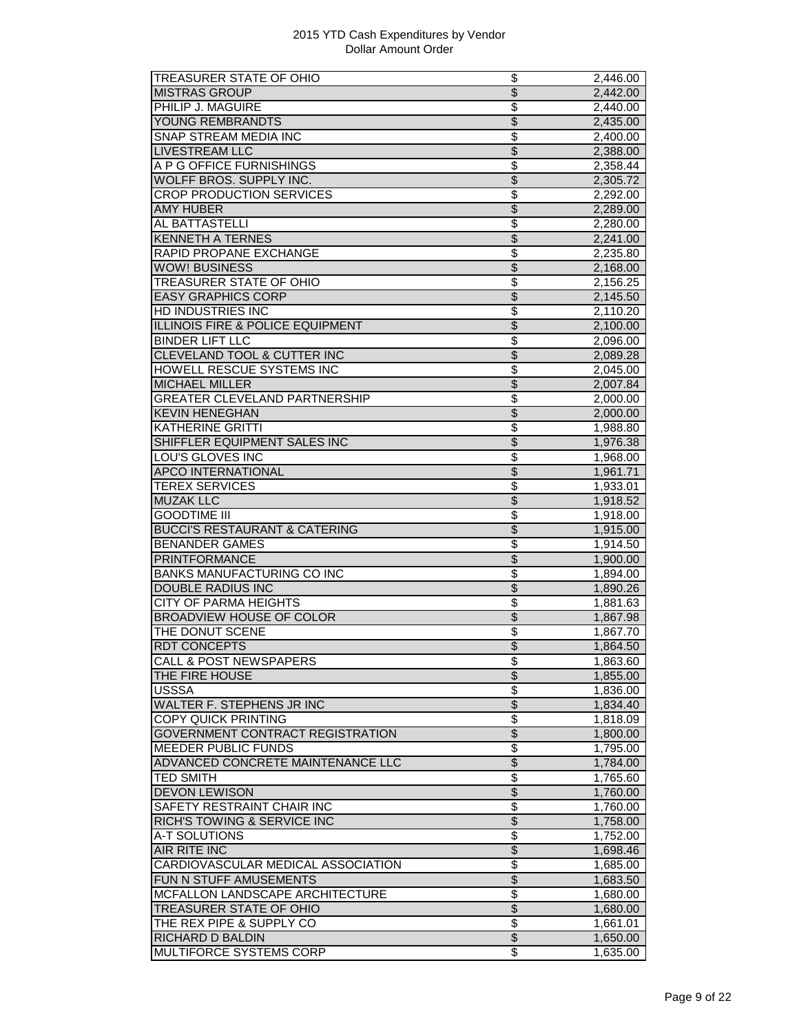2015 YTD Cash Expenditures by Vendor
Dollar Amount Order

| | | |
|---|---|---|
| TREASURER STATE OF OHIO | $ | 2,446.00 |
| MISTRAS GROUP | $ | 2,442.00 |
| PHILIP J. MAGUIRE | $ | 2,440.00 |
| YOUNG REMBRANDTS | $ | 2,435.00 |
| SNAP STREAM MEDIA INC | $ | 2,400.00 |
| LIVESTREAM LLC | $ | 2,388.00 |
| A P G OFFICE FURNISHINGS | $ | 2,358.44 |
| WOLFF BROS. SUPPLY INC. | $ | 2,305.72 |
| CROP PRODUCTION SERVICES | $ | 2,292.00 |
| AMY HUBER | $ | 2,289.00 |
| AL BATTASTELLI | $ | 2,280.00 |
| KENNETH A TERNES | $ | 2,241.00 |
| RAPID PROPANE EXCHANGE | $ | 2,235.80 |
| WOW! BUSINESS | $ | 2,168.00 |
| TREASURER STATE OF OHIO | $ | 2,156.25 |
| EASY GRAPHICS CORP | $ | 2,145.50 |
| HD INDUSTRIES INC | $ | 2,110.20 |
| ILLINOIS FIRE & POLICE EQUIPMENT | $ | 2,100.00 |
| BINDER LIFT LLC | $ | 2,096.00 |
| CLEVELAND TOOL & CUTTER INC | $ | 2,089.28 |
| HOWELL RESCUE SYSTEMS INC | $ | 2,045.00 |
| MICHAEL MILLER | $ | 2,007.84 |
| GREATER CLEVELAND PARTNERSHIP | $ | 2,000.00 |
| KEVIN HENEGHAN | $ | 2,000.00 |
| KATHERINE GRITTI | $ | 1,988.80 |
| SHIFFLER EQUIPMENT SALES INC | $ | 1,976.38 |
| LOU'S GLOVES INC | $ | 1,968.00 |
| APCO INTERNATIONAL | $ | 1,961.71 |
| TEREX SERVICES | $ | 1,933.01 |
| MUZAK LLC | $ | 1,918.52 |
| GOODTIME III | $ | 1,918.00 |
| BUCCI'S RESTAURANT & CATERING | $ | 1,915.00 |
| BENANDER GAMES | $ | 1,914.50 |
| PRINTFORMANCE | $ | 1,900.00 |
| BANKS MANUFACTURING CO INC | $ | 1,894.00 |
| DOUBLE RADIUS INC | $ | 1,890.26 |
| CITY OF PARMA HEIGHTS | $ | 1,881.63 |
| BROADVIEW HOUSE OF COLOR | $ | 1,867.98 |
| THE DONUT SCENE | $ | 1,867.70 |
| RDT CONCEPTS | $ | 1,864.50 |
| CALL & POST NEWSPAPERS | $ | 1,863.60 |
| THE FIRE HOUSE | $ | 1,855.00 |
| USSSA | $ | 1,836.00 |
| WALTER F. STEPHENS JR INC | $ | 1,834.40 |
| COPY QUICK PRINTING | $ | 1,818.09 |
| GOVERNMENT CONTRACT REGISTRATION | $ | 1,800.00 |
| MEEDER PUBLIC FUNDS | $ | 1,795.00 |
| ADVANCED CONCRETE MAINTENANCE LLC | $ | 1,784.00 |
| TED SMITH | $ | 1,765.60 |
| DEVON LEWISON | $ | 1,760.00 |
| SAFETY RESTRAINT CHAIR INC | $ | 1,760.00 |
| RICH'S TOWING & SERVICE INC | $ | 1,758.00 |
| A-T SOLUTIONS | $ | 1,752.00 |
| AIR RITE INC | $ | 1,698.46 |
| CARDIOVASCULAR MEDICAL ASSOCIATION | $ | 1,685.00 |
| FUN N STUFF AMUSEMENTS | $ | 1,683.50 |
| MCFALLON LANDSCAPE ARCHITECTURE | $ | 1,680.00 |
| TREASURER STATE OF OHIO | $ | 1,680.00 |
| THE REX PIPE & SUPPLY CO | $ | 1,661.01 |
| RICHARD D BALDIN | $ | 1,650.00 |
| MULTIFORCE SYSTEMS CORP | $ | 1,635.00 |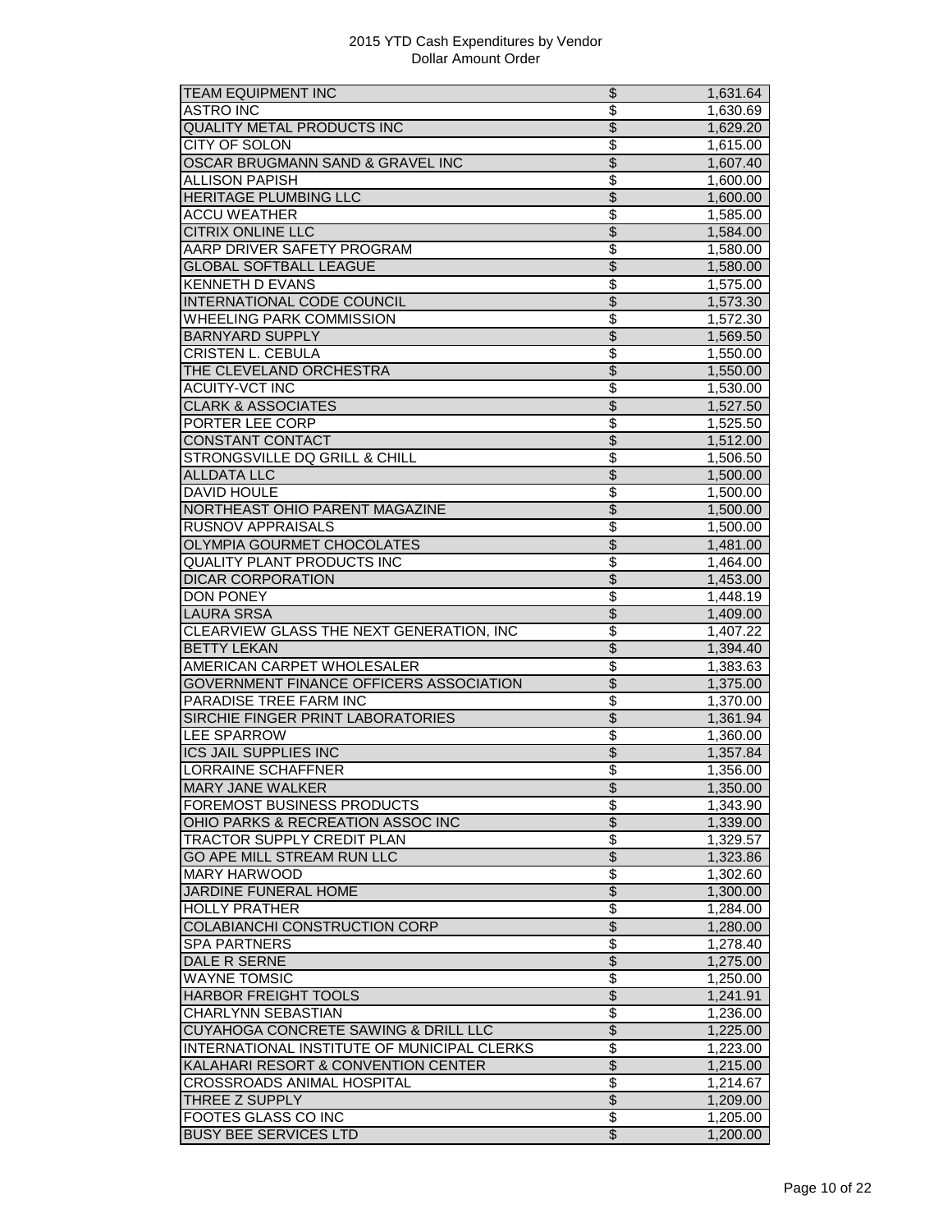# 2015 YTD Cash Expenditures by Vendor
## Dollar Amount Order

| Vendor | | Amount |
|---|---|---|
| TEAM EQUIPMENT INC | $ | 1,631.64 |
| ASTRO INC | $ | 1,630.69 |
| QUALITY METAL PRODUCTS INC | $ | 1,629.20 |
| CITY OF SOLON | $ | 1,615.00 |
| OSCAR BRUGMANN SAND & GRAVEL INC | $ | 1,607.40 |
| ALLISON PAPISH | $ | 1,600.00 |
| HERITAGE PLUMBING LLC | $ | 1,600.00 |
| ACCU WEATHER | $ | 1,585.00 |
| CITRIX ONLINE LLC | $ | 1,584.00 |
| AARP DRIVER SAFETY PROGRAM | $ | 1,580.00 |
| GLOBAL SOFTBALL LEAGUE | $ | 1,580.00 |
| KENNETH D EVANS | $ | 1,575.00 |
| INTERNATIONAL CODE COUNCIL | $ | 1,573.30 |
| WHEELING PARK COMMISSION | $ | 1,572.30 |
| BARNYARD SUPPLY | $ | 1,569.50 |
| CRISTEN L. CEBULA | $ | 1,550.00 |
| THE CLEVELAND ORCHESTRA | $ | 1,550.00 |
| ACUITY-VCT INC | $ | 1,530.00 |
| CLARK & ASSOCIATES | $ | 1,527.50 |
| PORTER LEE CORP | $ | 1,525.50 |
| CONSTANT CONTACT | $ | 1,512.00 |
| STRONGSVILLE DQ GRILL & CHILL | $ | 1,506.50 |
| ALLDATA LLC | $ | 1,500.00 |
| DAVID HOULE | $ | 1,500.00 |
| NORTHEAST OHIO PARENT MAGAZINE | $ | 1,500.00 |
| RUSNOV APPRAISALS | $ | 1,500.00 |
| OLYMPIA GOURMET CHOCOLATES | $ | 1,481.00 |
| QUALITY PLANT PRODUCTS INC | $ | 1,464.00 |
| DICAR CORPORATION | $ | 1,453.00 |
| DON PONEY | $ | 1,448.19 |
| LAURA SRSA | $ | 1,409.00 |
| CLEARVIEW GLASS THE NEXT GENERATION, INC | $ | 1,407.22 |
| BETTY LEKAN | $ | 1,394.40 |
| AMERICAN CARPET WHOLESALER | $ | 1,383.63 |
| GOVERNMENT FINANCE OFFICERS ASSOCIATION | $ | 1,375.00 |
| PARADISE TREE FARM INC | $ | 1,370.00 |
| SIRCHIE FINGER PRINT LABORATORIES | $ | 1,361.94 |
| LEE SPARROW | $ | 1,360.00 |
| ICS JAIL SUPPLIES INC | $ | 1,357.84 |
| LORRAINE SCHAFFNER | $ | 1,356.00 |
| MARY JANE WALKER | $ | 1,350.00 |
| FOREMOST BUSINESS PRODUCTS | $ | 1,343.90 |
| OHIO PARKS & RECREATION ASSOC INC | $ | 1,339.00 |
| TRACTOR SUPPLY CREDIT PLAN | $ | 1,329.57 |
| GO APE MILL STREAM RUN LLC | $ | 1,323.86 |
| MARY HARWOOD | $ | 1,302.60 |
| JARDINE FUNERAL HOME | $ | 1,300.00 |
| HOLLY PRATHER | $ | 1,284.00 |
| COLABIANCHI CONSTRUCTION CORP | $ | 1,280.00 |
| SPA PARTNERS | $ | 1,278.40 |
| DALE R SERNE | $ | 1,275.00 |
| WAYNE TOMSIC | $ | 1,250.00 |
| HARBOR FREIGHT TOOLS | $ | 1,241.91 |
| CHARLYNN SEBASTIAN | $ | 1,236.00 |
| CUYAHOGA CONCRETE SAWING & DRILL LLC | $ | 1,225.00 |
| INTERNATIONAL INSTITUTE OF MUNICIPAL CLERKS | $ | 1,223.00 |
| KALAHARI RESORT & CONVENTION CENTER | $ | 1,215.00 |
| CROSSROADS ANIMAL HOSPITAL | $ | 1,214.67 |
| THREE Z SUPPLY | $ | 1,209.00 |
| FOOTES GLASS CO INC | $ | 1,205.00 |
| BUSY BEE SERVICES LTD | $ | 1,200.00 |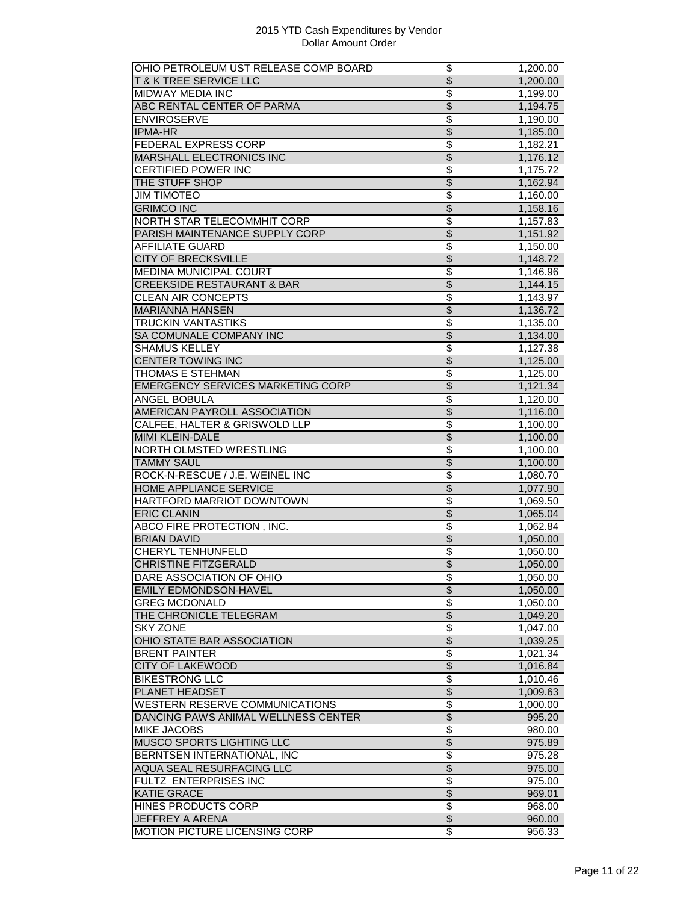2015 YTD Cash Expenditures by Vendor
Dollar Amount Order

| | | |
|---|---|---|
| OHIO PETROLEUM UST RELEASE COMP BOARD | $ | 1,200.00 |
| T & K TREE SERVICE LLC | $ | 1,200.00 |
| MIDWAY MEDIA INC | $ | 1,199.00 |
| ABC RENTAL CENTER OF PARMA | $ | 1,194.75 |
| ENVIROSERVE | $ | 1,190.00 |
| IPMA-HR | $ | 1,185.00 |
| FEDERAL EXPRESS CORP | $ | 1,182.21 |
| MARSHALL ELECTRONICS INC | $ | 1,176.12 |
| CERTIFIED POWER INC | $ | 1,175.72 |
| THE STUFF SHOP | $ | 1,162.94 |
| JIM TIMOTEO | $ | 1,160.00 |
| GRIMCO INC | $ | 1,158.16 |
| NORTH STAR TELECOMMHIT CORP | $ | 1,157.83 |
| PARISH MAINTENANCE SUPPLY CORP | $ | 1,151.92 |
| AFFILIATE GUARD | $ | 1,150.00 |
| CITY OF BRECKSVILLE | $ | 1,148.72 |
| MEDINA MUNICIPAL COURT | $ | 1,146.96 |
| CREEKSIDE RESTAURANT & BAR | $ | 1,144.15 |
| CLEAN AIR CONCEPTS | $ | 1,143.97 |
| MARIANNA HANSEN | $ | 1,136.72 |
| TRUCKIN VANTASTIKS | $ | 1,135.00 |
| SA COMUNALE COMPANY INC | $ | 1,134.00 |
| SHAMUS KELLEY | $ | 1,127.38 |
| CENTER TOWING INC | $ | 1,125.00 |
| THOMAS E STEHMAN | $ | 1,125.00 |
| EMERGENCY SERVICES MARKETING CORP | $ | 1,121.34 |
| ANGEL BOBULA | $ | 1,120.00 |
| AMERICAN PAYROLL ASSOCIATION | $ | 1,116.00 |
| CALFEE, HALTER & GRISWOLD LLP | $ | 1,100.00 |
| MIMI KLEIN-DALE | $ | 1,100.00 |
| NORTH OLMSTED WRESTLING | $ | 1,100.00 |
| TAMMY SAUL | $ | 1,100.00 |
| ROCK-N-RESCUE / J.E. WEINEL INC | $ | 1,080.70 |
| HOME APPLIANCE SERVICE | $ | 1,077.90 |
| HARTFORD MARRIOT DOWNTOWN | $ | 1,069.50 |
| ERIC CLANIN | $ | 1,065.04 |
| ABCO FIRE PROTECTION , INC. | $ | 1,062.84 |
| BRIAN DAVID | $ | 1,050.00 |
| CHERYL TENHUNFELD | $ | 1,050.00 |
| CHRISTINE FITZGERALD | $ | 1,050.00 |
| DARE ASSOCIATION OF OHIO | $ | 1,050.00 |
| EMILY EDMONDSON-HAVEL | $ | 1,050.00 |
| GREG MCDONALD | $ | 1,050.00 |
| THE CHRONICLE TELEGRAM | $ | 1,049.20 |
| SKY ZONE | $ | 1,047.00 |
| OHIO STATE BAR ASSOCIATION | $ | 1,039.25 |
| BRENT PAINTER | $ | 1,021.34 |
| CITY OF LAKEWOOD | $ | 1,016.84 |
| BIKESTRONG LLC | $ | 1,010.46 |
| PLANET HEADSET | $ | 1,009.63 |
| WESTERN RESERVE COMMUNICATIONS | $ | 1,000.00 |
| DANCING PAWS ANIMAL WELLNESS CENTER | $ | 995.20 |
| MIKE JACOBS | $ | 980.00 |
| MUSCO SPORTS LIGHTING LLC | $ | 975.89 |
| BERNTSEN INTERNATIONAL, INC | $ | 975.28 |
| AQUA SEAL RESURFACING LLC | $ | 975.00 |
| FULTZ ENTERPRISES INC | $ | 975.00 |
| KATIE GRACE | $ | 969.01 |
| HINES PRODUCTS CORP | $ | 968.00 |
| JEFFREY A ARENA | $ | 960.00 |
| MOTION PICTURE LICENSING CORP | $ | 956.33 |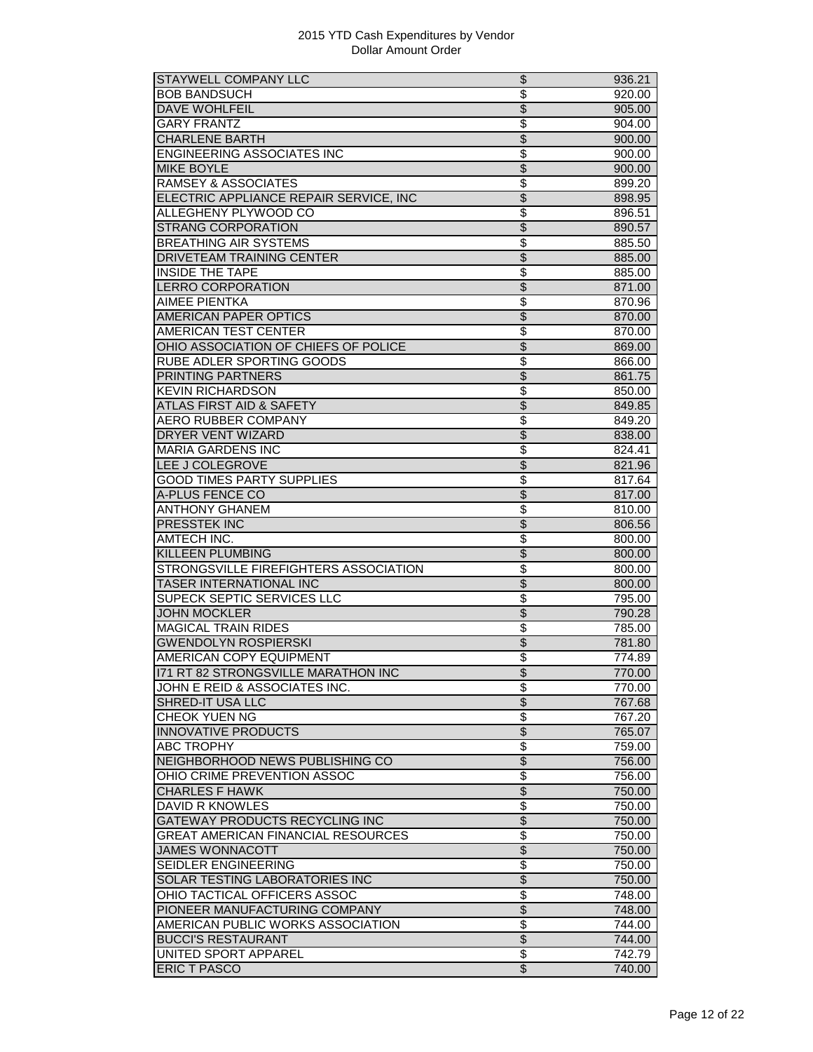# 2015 YTD Cash Expenditures by Vendor
## Dollar Amount Order

| Vendor | | Amount |
|---|---|---|
| STAYWELL COMPANY LLC | $ | 936.21 |
| BOB BANDSUCH | $ | 920.00 |
| DAVE WOHLFEIL | $ | 905.00 |
| GARY FRANTZ | $ | 904.00 |
| CHARLENE BARTH | $ | 900.00 |
| ENGINEERING ASSOCIATES INC | $ | 900.00 |
| MIKE BOYLE | $ | 900.00 |
| RAMSEY & ASSOCIATES | $ | 899.20 |
| ELECTRIC APPLIANCE REPAIR SERVICE, INC | $ | 898.95 |
| ALLEGHENY PLYWOOD CO | $ | 896.51 |
| STRANG CORPORATION | $ | 890.57 |
| BREATHING AIR SYSTEMS | $ | 885.50 |
| DRIVETEAM TRAINING CENTER | $ | 885.00 |
| INSIDE THE TAPE | $ | 885.00 |
| LERRO CORPORATION | $ | 871.00 |
| AIMEE PIENTKA | $ | 870.96 |
| AMERICAN PAPER OPTICS | $ | 870.00 |
| AMERICAN TEST CENTER | $ | 870.00 |
| OHIO ASSOCIATION OF CHIEFS OF POLICE | $ | 869.00 |
| RUBE ADLER SPORTING GOODS | $ | 866.00 |
| PRINTING PARTNERS | $ | 861.75 |
| KEVIN RICHARDSON | $ | 850.00 |
| ATLAS FIRST AID & SAFETY | $ | 849.85 |
| AERO RUBBER COMPANY | $ | 849.20 |
| DRYER VENT WIZARD | $ | 838.00 |
| MARIA GARDENS INC | $ | 824.41 |
| LEE J COLEGROVE | $ | 821.96 |
| GOOD TIMES PARTY SUPPLIES | $ | 817.64 |
| A-PLUS FENCE CO | $ | 817.00 |
| ANTHONY GHANEM | $ | 810.00 |
| PRESSTEK INC | $ | 806.56 |
| AMTECH INC. | $ | 800.00 |
| KILLEEN PLUMBING | $ | 800.00 |
| STRONGSVILLE FIREFIGHTERS ASSOCIATION | $ | 800.00 |
| TASER INTERNATIONAL INC | $ | 800.00 |
| SUPECK SEPTIC SERVICES LLC | $ | 795.00 |
| JOHN MOCKLER | $ | 790.28 |
| MAGICAL TRAIN RIDES | $ | 785.00 |
| GWENDOLYN ROSPIERSKI | $ | 781.80 |
| AMERICAN COPY EQUIPMENT | $ | 774.89 |
| I71 RT 82 STRONGSVILLE MARATHON INC | $ | 770.00 |
| JOHN E REID & ASSOCIATES INC. | $ | 770.00 |
| SHRED-IT USA LLC | $ | 767.68 |
| CHEOK YUEN NG | $ | 767.20 |
| INNOVATIVE PRODUCTS | $ | 765.07 |
| ABC TROPHY | $ | 759.00 |
| NEIGHBORHOOD NEWS PUBLISHING CO | $ | 756.00 |
| OHIO CRIME PREVENTION ASSOC | $ | 756.00 |
| CHARLES F HAWK | $ | 750.00 |
| DAVID R KNOWLES | $ | 750.00 |
| GATEWAY PRODUCTS RECYCLING INC | $ | 750.00 |
| GREAT AMERICAN FINANCIAL RESOURCES | $ | 750.00 |
| JAMES WONNACOTT | $ | 750.00 |
| SEIDLER ENGINEERING | $ | 750.00 |
| SOLAR TESTING LABORATORIES INC | $ | 750.00 |
| OHIO TACTICAL OFFICERS ASSOC | $ | 748.00 |
| PIONEER MANUFACTURING COMPANY | $ | 748.00 |
| AMERICAN PUBLIC WORKS ASSOCIATION | $ | 744.00 |
| BUCCI'S RESTAURANT | $ | 744.00 |
| UNITED SPORT APPAREL | $ | 742.79 |
| ERIC T PASCO | $ | 740.00 |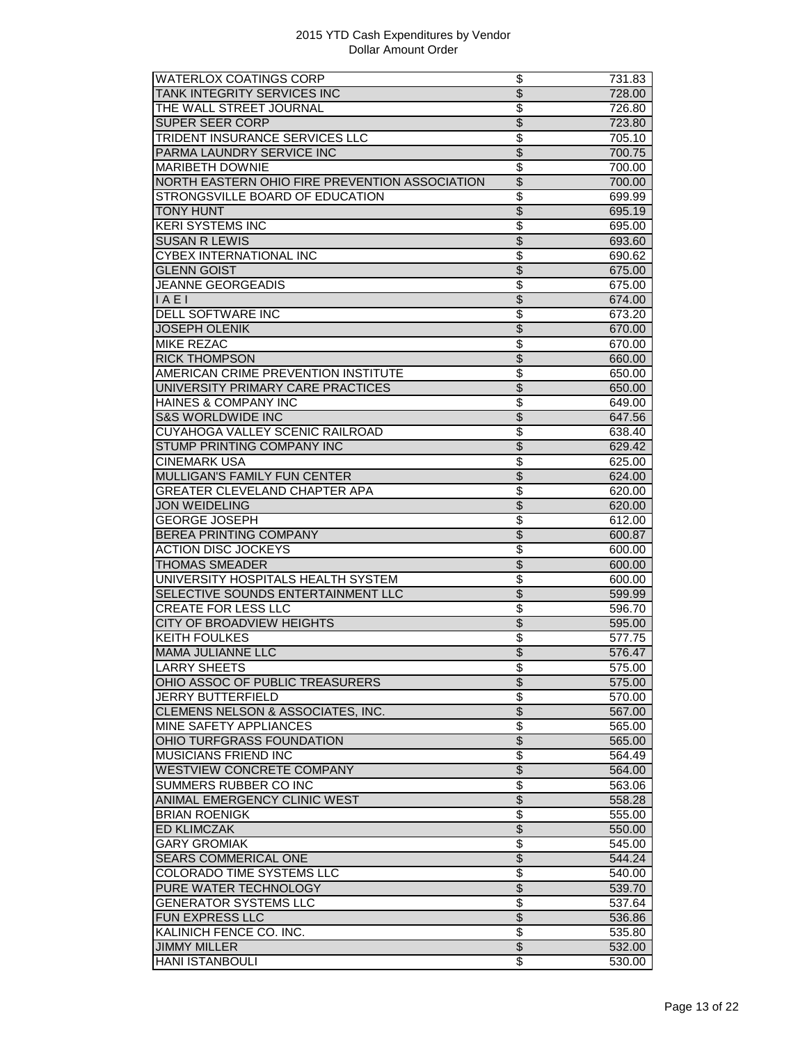| | | |
|---|---|---|
| WATERLOX COATINGS CORP | $ | 731.83 |
| TANK INTEGRITY SERVICES INC | $ | 728.00 |
| THE WALL STREET JOURNAL | $ | 726.80 |
| SUPER SEER CORP | $ | 723.80 |
| TRIDENT INSURANCE SERVICES LLC | $ | 705.10 |
| PARMA LAUNDRY SERVICE INC | $ | 700.75 |
| MARIBETH DOWNIE | $ | 700.00 |
| NORTH EASTERN OHIO FIRE PREVENTION ASSOCIATION | $ | 700.00 |
| STRONGSVILLE BOARD OF EDUCATION | $ | 699.99 |
| TONY HUNT | $ | 695.19 |
| KERI SYSTEMS INC | $ | 695.00 |
| SUSAN R LEWIS | $ | 693.60 |
| CYBEX INTERNATIONAL INC | $ | 690.62 |
| GLENN GOIST | $ | 675.00 |
| JEANNE GEORGEADIS | $ | 675.00 |
| I A E I | $ | 674.00 |
| DELL SOFTWARE INC | $ | 673.20 |
| JOSEPH OLENIK | $ | 670.00 |
| MIKE REZAC | $ | 670.00 |
| RICK THOMPSON | $ | 660.00 |
| AMERICAN CRIME PREVENTION INSTITUTE | $ | 650.00 |
| UNIVERSITY PRIMARY CARE PRACTICES | $ | 650.00 |
| HAINES & COMPANY INC | $ | 649.00 |
| S&S WORLDWIDE INC | $ | 647.56 |
| CUYAHOGA VALLEY SCENIC RAILROAD | $ | 638.40 |
| STUMP PRINTING COMPANY INC | $ | 629.42 |
| CINEMARK USA | $ | 625.00 |
| MULLIGAN'S FAMILY FUN CENTER | $ | 624.00 |
| GREATER CLEVELAND CHAPTER APA | $ | 620.00 |
| JON WEIDELING | $ | 620.00 |
| GEORGE JOSEPH | $ | 612.00 |
| BEREA PRINTING COMPANY | $ | 600.87 |
| ACTION DISC JOCKEYS | $ | 600.00 |
| THOMAS SMEADER | $ | 600.00 |
| UNIVERSITY HOSPITALS HEALTH SYSTEM | $ | 600.00 |
| SELECTIVE SOUNDS ENTERTAINMENT LLC | $ | 599.99 |
| CREATE FOR LESS LLC | $ | 596.70 |
| CITY OF BROADVIEW HEIGHTS | $ | 595.00 |
| KEITH FOULKES | $ | 577.75 |
| MAMA JULIANNE LLC | $ | 576.47 |
| LARRY SHEETS | $ | 575.00 |
| OHIO ASSOC OF PUBLIC TREASURERS | $ | 575.00 |
| JERRY BUTTERFIELD | $ | 570.00 |
| CLEMENS NELSON & ASSOCIATES, INC. | $ | 567.00 |
| MINE SAFETY APPLIANCES | $ | 565.00 |
| OHIO TURFGRASS FOUNDATION | $ | 565.00 |
| MUSICIANS FRIEND INC | $ | 564.49 |
| WESTVIEW CONCRETE COMPANY | $ | 564.00 |
| SUMMERS RUBBER CO INC | $ | 563.06 |
| ANIMAL EMERGENCY CLINIC WEST | $ | 558.28 |
| BRIAN ROENIGK | $ | 555.00 |
| ED KLIMCZAK | $ | 550.00 |
| GARY GROMIAK | $ | 545.00 |
| SEARS COMMERICAL ONE | $ | 544.24 |
| COLORADO TIME SYSTEMS LLC | $ | 540.00 |
| PURE WATER TECHNOLOGY | $ | 539.70 |
| GENERATOR SYSTEMS LLC | $ | 537.64 |
| FUN EXPRESS LLC | $ | 536.86 |
| KALINICH FENCE CO. INC. | $ | 535.80 |
| JIMMY MILLER | $ | 532.00 |
| HANI ISTANBOULI | $ | 530.00 |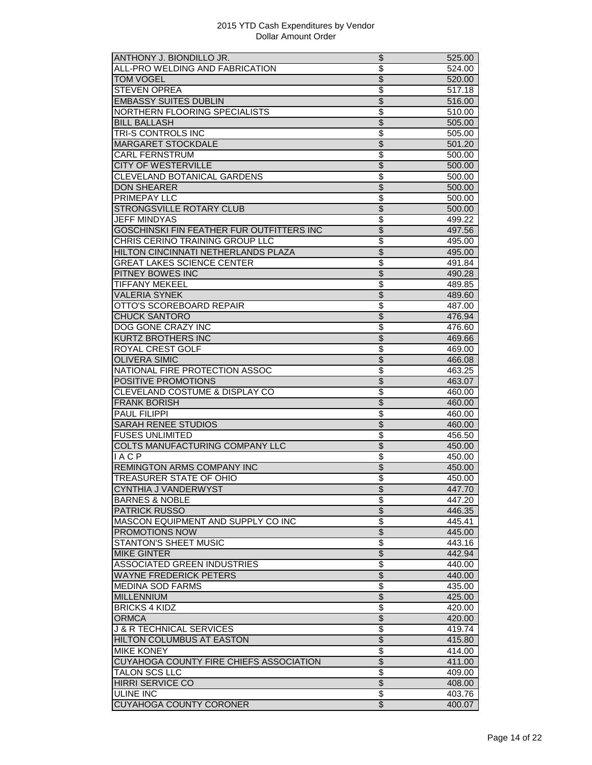# 2015 YTD Cash Expenditures by Vendor
## Dollar Amount Order

| Vendor | | Amount |
|---|---|---|
| ANTHONY J. BIONDILLO JR. | $ | 525.00 |
| ALL-PRO WELDING AND FABRICATION | $ | 524.00 |
| TOM VOGEL | $ | 520.00 |
| STEVEN OPREA | $ | 517.18 |
| EMBASSY SUITES DUBLIN | $ | 516.00 |
| NORTHERN FLOORING SPECIALISTS | $ | 510.00 |
| BILL BALLASH | $ | 505.00 |
| TRI-S CONTROLS INC | $ | 505.00 |
| MARGARET STOCKDALE | $ | 501.20 |
| CARL FERNSTRUM | $ | 500.00 |
| CITY OF WESTERVILLE | $ | 500.00 |
| CLEVELAND BOTANICAL GARDENS | $ | 500.00 |
| DON SHEARER | $ | 500.00 |
| PRIMEPAY LLC | $ | 500.00 |
| STRONGSVILLE ROTARY CLUB | $ | 500.00 |
| JEFF MINDYAS | $ | 499.22 |
| GOSCHINSKI FIN FEATHER FUR OUTFITTERS INC | $ | 497.56 |
| CHRIS CERINO TRAINING GROUP LLC | $ | 495.00 |
| HILTON CINCINNATI NETHERLANDS PLAZA | $ | 495.00 |
| GREAT LAKES SCIENCE CENTER | $ | 491.84 |
| PITNEY BOWES INC | $ | 490.28 |
| TIFFANY MEKEEL | $ | 489.85 |
| VALERIA SYNEK | $ | 489.60 |
| OTTO'S SCOREBOARD REPAIR | $ | 487.00 |
| CHUCK SANTORO | $ | 476.94 |
| DOG GONE CRAZY INC | $ | 476.60 |
| KURTZ BROTHERS INC | $ | 469.66 |
| ROYAL CREST GOLF | $ | 469.00 |
| OLIVERA SIMIC | $ | 466.08 |
| NATIONAL FIRE PROTECTION ASSOC | $ | 463.25 |
| POSITIVE PROMOTIONS | $ | 463.07 |
| CLEVELAND COSTUME & DISPLAY CO | $ | 460.00 |
| FRANK BORISH | $ | 460.00 |
| PAUL FILIPPI | $ | 460.00 |
| SARAH RENEE STUDIOS | $ | 460.00 |
| FUSES UNLIMITED | $ | 456.50 |
| COLTS MANUFACTURING COMPANY LLC | $ | 450.00 |
| I A C P | $ | 450.00 |
| REMINGTON ARMS COMPANY INC | $ | 450.00 |
| TREASURER STATE OF OHIO | $ | 450.00 |
| CYNTHIA J VANDERWYST | $ | 447.70 |
| BARNES & NOBLE | $ | 447.20 |
| PATRICK RUSSO | $ | 446.35 |
| MASCON EQUIPMENT AND SUPPLY CO INC | $ | 445.41 |
| PROMOTIONS NOW | $ | 445.00 |
| STANTON'S SHEET MUSIC | $ | 443.16 |
| MIKE GINTER | $ | 442.94 |
| ASSOCIATED GREEN INDUSTRIES | $ | 440.00 |
| WAYNE FREDERICK PETERS | $ | 440.00 |
| MEDINA SOD FARMS | $ | 435.00 |
| MILLENNIUM | $ | 425.00 |
| BRICKS 4 KIDZ | $ | 420.00 |
| ORMCA | $ | 420.00 |
| J & R TECHNICAL SERVICES | $ | 419.74 |
| HILTON COLUMBUS AT EASTON | $ | 415.80 |
| MIKE KONEY | $ | 414.00 |
| CUYAHOGA COUNTY FIRE CHIEFS ASSOCIATION | $ | 411.00 |
| TALON SCS LLC | $ | 409.00 |
| HIRRI SERVICE CO | $ | 408.00 |
| ULINE INC | $ | 403.76 |
| CUYAHOGA COUNTY CORONER | $ | 400.07 |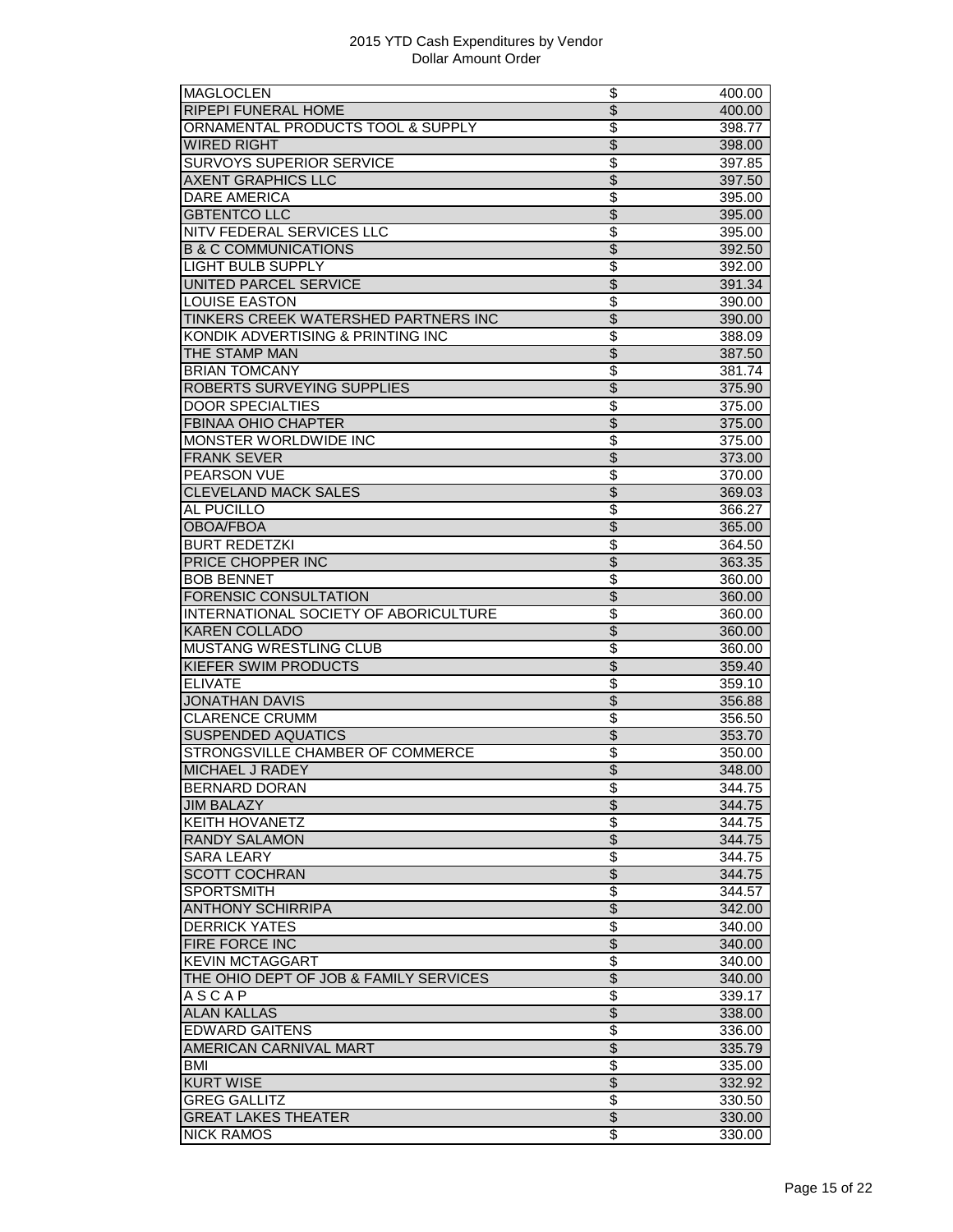2015 YTD Cash Expenditures by Vendor
Dollar Amount Order

| | | |
|---|---|---|
| MAGLOCLEN | $ | 400.00 |
| RIPEPI FUNERAL HOME | $ | 400.00 |
| ORNAMENTAL PRODUCTS TOOL & SUPPLY | $ | 398.77 |
| WIRED RIGHT | $ | 398.00 |
| SURVOYS SUPERIOR SERVICE | $ | 397.85 |
| AXENT GRAPHICS LLC | $ | 397.50 |
| DARE AMERICA | $ | 395.00 |
| GBTENTCO LLC | $ | 395.00 |
| NITV FEDERAL SERVICES LLC | $ | 395.00 |
| B & C COMMUNICATIONS | $ | 392.50 |
| LIGHT BULB SUPPLY | $ | 392.00 |
| UNITED PARCEL SERVICE | $ | 391.34 |
| LOUISE EASTON | $ | 390.00 |
| TINKERS CREEK WATERSHED PARTNERS INC | $ | 390.00 |
| KONDIK ADVERTISING & PRINTING INC | $ | 388.09 |
| THE STAMP MAN | $ | 387.50 |
| BRIAN TOMCANY | $ | 381.74 |
| ROBERTS SURVEYING SUPPLIES | $ | 375.90 |
| DOOR SPECIALTIES | $ | 375.00 |
| FBINAA OHIO CHAPTER | $ | 375.00 |
| MONSTER WORLDWIDE INC | $ | 375.00 |
| FRANK SEVER | $ | 373.00 |
| PEARSON VUE | $ | 370.00 |
| CLEVELAND MACK SALES | $ | 369.03 |
| AL PUCILLO | $ | 366.27 |
| OBOA/FBOA | $ | 365.00 |
| BURT REDETZKI | $ | 364.50 |
| PRICE CHOPPER INC | $ | 363.35 |
| BOB BENNET | $ | 360.00 |
| FORENSIC CONSULTATION | $ | 360.00 |
| INTERNATIONAL SOCIETY OF ABORICULTURE | $ | 360.00 |
| KAREN COLLADO | $ | 360.00 |
| MUSTANG WRESTLING CLUB | $ | 360.00 |
| KIEFER SWIM PRODUCTS | $ | 359.40 |
| ELIVATE | $ | 359.10 |
| JONATHAN DAVIS | $ | 356.88 |
| CLARENCE CRUMM | $ | 356.50 |
| SUSPENDED AQUATICS | $ | 353.70 |
| STRONGSVILLE CHAMBER OF COMMERCE | $ | 350.00 |
| MICHAEL J RADEY | $ | 348.00 |
| BERNARD DORAN | $ | 344.75 |
| JIM BALAZY | $ | 344.75 |
| KEITH HOVANETZ | $ | 344.75 |
| RANDY SALAMON | $ | 344.75 |
| SARA LEARY | $ | 344.75 |
| SCOTT COCHRAN | $ | 344.75 |
| SPORTSMITH | $ | 344.57 |
| ANTHONY SCHIRRIPA | $ | 342.00 |
| DERRICK YATES | $ | 340.00 |
| FIRE FORCE INC | $ | 340.00 |
| KEVIN MCTAGGART | $ | 340.00 |
| THE OHIO DEPT OF JOB & FAMILY SERVICES | $ | 340.00 |
| A S C A P | $ | 339.17 |
| ALAN KALLAS | $ | 338.00 |
| EDWARD GAITENS | $ | 336.00 |
| AMERICAN CARNIVAL MART | $ | 335.79 |
| BMI | $ | 335.00 |
| KURT WISE | $ | 332.92 |
| GREG GALLITZ | $ | 330.50 |
| GREAT LAKES THEATER | $ | 330.00 |
| NICK RAMOS | $ | 330.00 |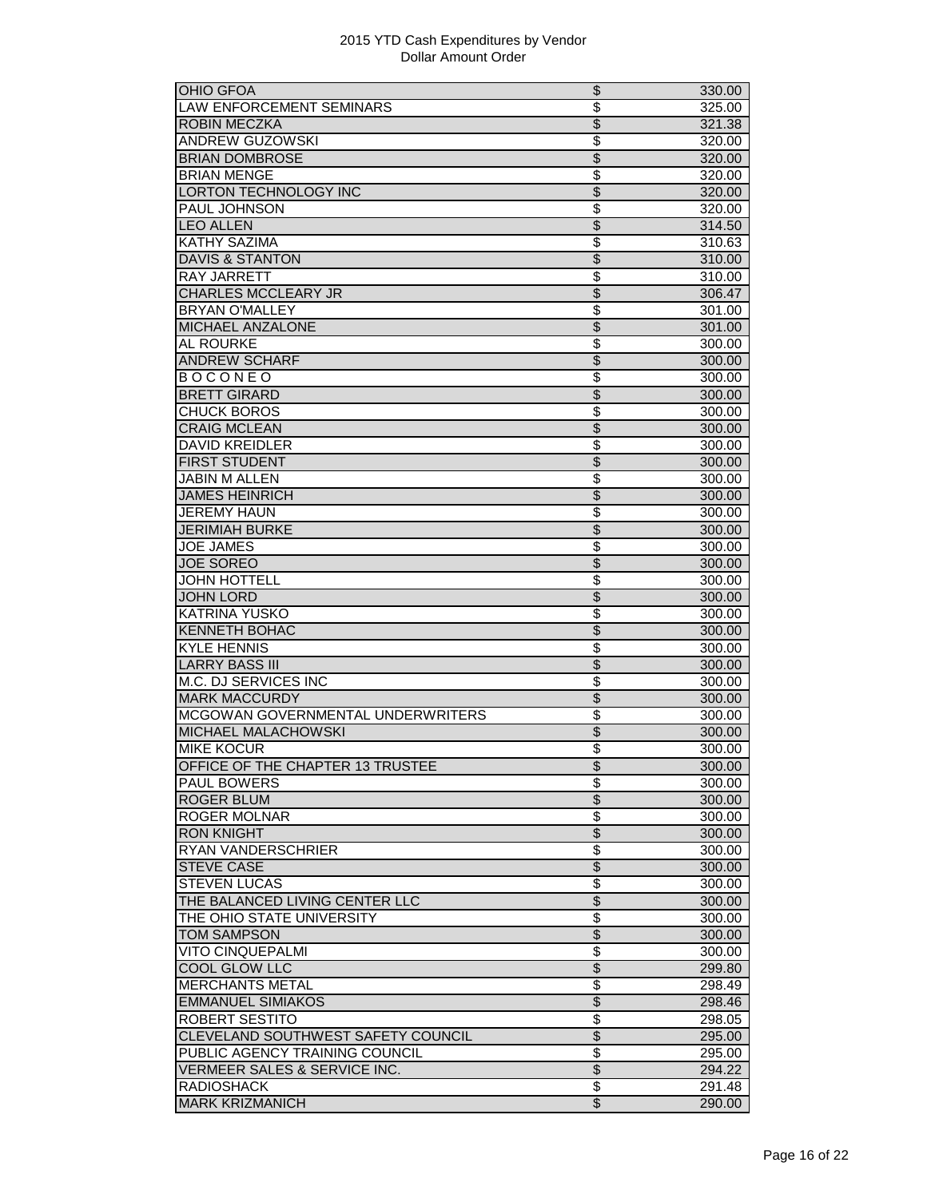# 2015 YTD Cash Expenditures by Vendor
## Dollar Amount Order

| Vendor | | Amount |
|---|---|---|
| OHIO GFOA | $ | 330.00 |
| LAW ENFORCEMENT SEMINARS | $ | 325.00 |
| ROBIN MECZKA | $ | 321.38 |
| ANDREW GUZOWSKI | $ | 320.00 |
| BRIAN DOMBROSE | $ | 320.00 |
| BRIAN MENGE | $ | 320.00 |
| LORTON TECHNOLOGY INC | $ | 320.00 |
| PAUL JOHNSON | $ | 320.00 |
| LEO ALLEN | $ | 314.50 |
| KATHY SAZIMA | $ | 310.63 |
| DAVIS & STANTON | $ | 310.00 |
| RAY JARRETT | $ | 310.00 |
| CHARLES MCCLEARY JR | $ | 306.47 |
| BRYAN O'MALLEY | $ | 301.00 |
| MICHAEL ANZALONE | $ | 301.00 |
| AL ROURKE | $ | 300.00 |
| ANDREW SCHARF | $ | 300.00 |
| B O C O N E O | $ | 300.00 |
| BRETT GIRARD | $ | 300.00 |
| CHUCK BOROS | $ | 300.00 |
| CRAIG MCLEAN | $ | 300.00 |
| DAVID KREIDLER | $ | 300.00 |
| FIRST STUDENT | $ | 300.00 |
| JABIN M ALLEN | $ | 300.00 |
| JAMES HEINRICH | $ | 300.00 |
| JEREMY HAUN | $ | 300.00 |
| JERIMIAH BURKE | $ | 300.00 |
| JOE JAMES | $ | 300.00 |
| JOE SOREO | $ | 300.00 |
| JOHN HOTTELL | $ | 300.00 |
| JOHN LORD | $ | 300.00 |
| KATRINA YUSKO | $ | 300.00 |
| KENNETH BOHAC | $ | 300.00 |
| KYLE HENNIS | $ | 300.00 |
| LARRY BASS III | $ | 300.00 |
| M.C. DJ SERVICES INC | $ | 300.00 |
| MARK MACCURDY | $ | 300.00 |
| MCGOWAN GOVERNMENTAL UNDERWRITERS | $ | 300.00 |
| MICHAEL MALACHOWSKI | $ | 300.00 |
| MIKE KOCUR | $ | 300.00 |
| OFFICE OF THE CHAPTER 13 TRUSTEE | $ | 300.00 |
| PAUL BOWERS | $ | 300.00 |
| ROGER BLUM | $ | 300.00 |
| ROGER MOLNAR | $ | 300.00 |
| RON KNIGHT | $ | 300.00 |
| RYAN VANDERSCHRIER | $ | 300.00 |
| STEVE CASE | $ | 300.00 |
| STEVEN LUCAS | $ | 300.00 |
| THE BALANCED LIVING CENTER LLC | $ | 300.00 |
| THE OHIO STATE UNIVERSITY | $ | 300.00 |
| TOM SAMPSON | $ | 300.00 |
| VITO CINQUEPALMI | $ | 300.00 |
| COOL GLOW LLC | $ | 299.80 |
| MERCHANTS METAL | $ | 298.49 |
| EMMANUEL SIMIAKOS | $ | 298.46 |
| ROBERT SESTITO | $ | 298.05 |
| CLEVELAND SOUTHWEST SAFETY COUNCIL | $ | 295.00 |
| PUBLIC AGENCY TRAINING COUNCIL | $ | 295.00 |
| VERMEER SALES & SERVICE INC. | $ | 294.22 |
| RADIOSHACK | $ | 291.48 |
| MARK KRIZMANICH | $ | 290.00 |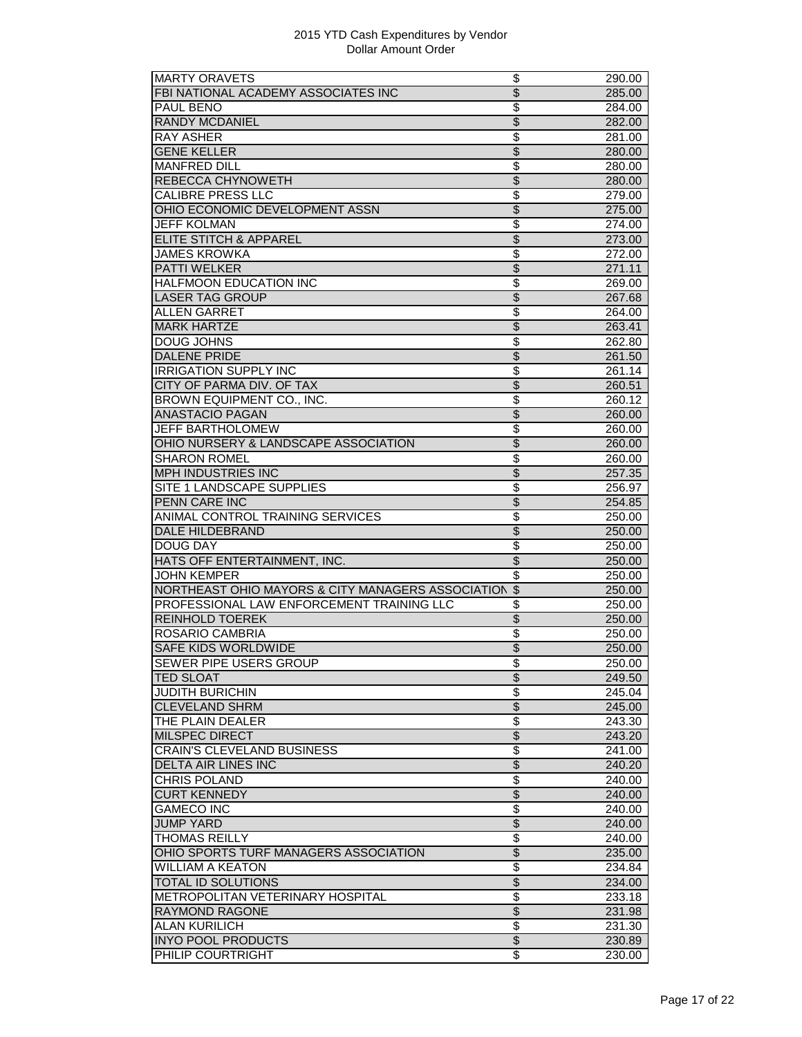2015 YTD Cash Expenditures by Vendor
Dollar Amount Order

| | | |
|---|---|---|
| MARTY ORAVETS | $ | 290.00 |
| FBI NATIONAL ACADEMY ASSOCIATES INC | $ | 285.00 |
| PAUL BENO | $ | 284.00 |
| RANDY MCDANIEL | $ | 282.00 |
| RAY ASHER | $ | 281.00 |
| GENE KELLER | $ | 280.00 |
| MANFRED DILL | $ | 280.00 |
| REBECCA CHYNOWETH | $ | 280.00 |
| CALIBRE PRESS LLC | $ | 279.00 |
| OHIO ECONOMIC DEVELOPMENT ASSN | $ | 275.00 |
| JEFF KOLMAN | $ | 274.00 |
| ELITE STITCH & APPAREL | $ | 273.00 |
| JAMES KROWKA | $ | 272.00 |
| PATTI WELKER | $ | 271.11 |
| HALFMOON EDUCATION INC | $ | 269.00 |
| LASER TAG GROUP | $ | 267.68 |
| ALLEN GARRET | $ | 264.00 |
| MARK HARTZE | $ | 263.41 |
| DOUG JOHNS | $ | 262.80 |
| DALENE PRIDE | $ | 261.50 |
| IRRIGATION SUPPLY INC | $ | 261.14 |
| CITY OF PARMA DIV. OF TAX | $ | 260.51 |
| BROWN EQUIPMENT CO., INC. | $ | 260.12 |
| ANASTACIO PAGAN | $ | 260.00 |
| JEFF BARTHOLOMEW | $ | 260.00 |
| OHIO NURSERY & LANDSCAPE ASSOCIATION | $ | 260.00 |
| SHARON ROMEL | $ | 260.00 |
| MPH INDUSTRIES INC | $ | 257.35 |
| SITE 1 LANDSCAPE SUPPLIES | $ | 256.97 |
| PENN CARE INC | $ | 254.85 |
| ANIMAL CONTROL TRAINING SERVICES | $ | 250.00 |
| DALE HILDEBRAND | $ | 250.00 |
| DOUG DAY | $ | 250.00 |
| HATS OFF ENTERTAINMENT, INC. | $ | 250.00 |
| JOHN KEMPER | $ | 250.00 |
| NORTHEAST OHIO MAYORS & CITY MANAGERS ASSOCIATION | $ | 250.00 |
| PROFESSIONAL LAW ENFORCEMENT TRAINING LLC | $ | 250.00 |
| REINHOLD TOEREK | $ | 250.00 |
| ROSARIO CAMBRIA | $ | 250.00 |
| SAFE KIDS WORLDWIDE | $ | 250.00 |
| SEWER PIPE USERS GROUP | $ | 250.00 |
| TED SLOAT | $ | 249.50 |
| JUDITH BURICHIN | $ | 245.04 |
| CLEVELAND SHRM | $ | 245.00 |
| THE PLAIN DEALER | $ | 243.30 |
| MILSPEC DIRECT | $ | 243.20 |
| CRAIN'S CLEVELAND BUSINESS | $ | 241.00 |
| DELTA AIR LINES INC | $ | 240.20 |
| CHRIS POLAND | $ | 240.00 |
| CURT KENNEDY | $ | 240.00 |
| GAMECO INC | $ | 240.00 |
| JUMP YARD | $ | 240.00 |
| THOMAS REILLY | $ | 240.00 |
| OHIO SPORTS TURF MANAGERS ASSOCIATION | $ | 235.00 |
| WILLIAM A KEATON | $ | 234.84 |
| TOTAL ID SOLUTIONS | $ | 234.00 |
| METROPOLITAN VETERINARY HOSPITAL | $ | 233.18 |
| RAYMOND RAGONE | $ | 231.98 |
| ALAN KURILICH | $ | 231.30 |
| INYO POOL PRODUCTS | $ | 230.89 |
| PHILIP COURTRIGHT | $ | 230.00 |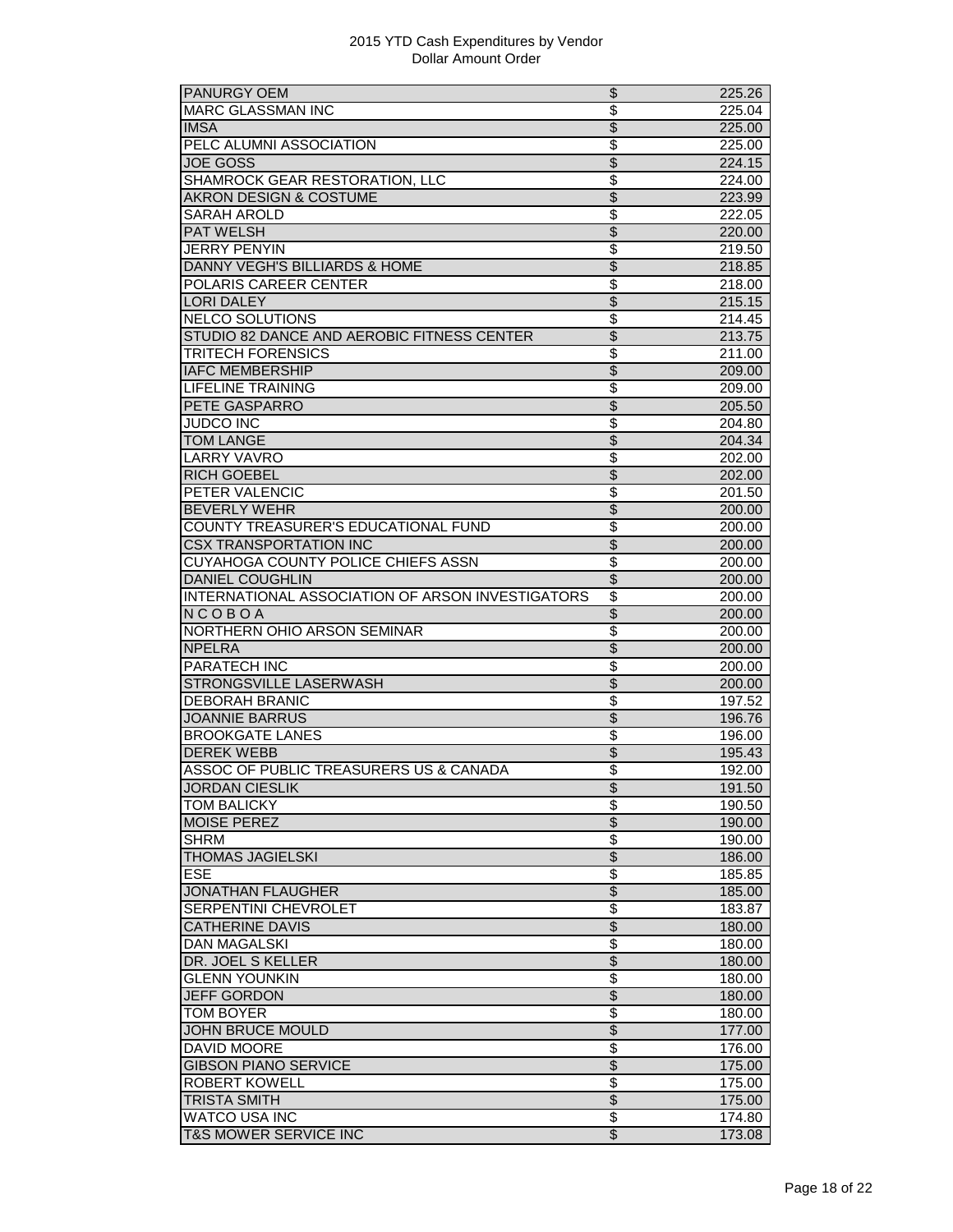2015 YTD Cash Expenditures by Vendor
Dollar Amount Order

| | | |
|---|---|---|
| PANURGY OEM | $ | 225.26 |
| MARC GLASSMAN INC | $ | 225.04 |
| IMSA | $ | 225.00 |
| PELC ALUMNI ASSOCIATION | $ | 225.00 |
| JOE GOSS | $ | 224.15 |
| SHAMROCK GEAR RESTORATION, LLC | $ | 224.00 |
| AKRON DESIGN & COSTUME | $ | 223.99 |
| SARAH AROLD | $ | 222.05 |
| PAT WELSH | $ | 220.00 |
| JERRY PENYIN | $ | 219.50 |
| DANNY VEGH'S BILLIARDS & HOME | $ | 218.85 |
| POLARIS CAREER CENTER | $ | 218.00 |
| LORI DALEY | $ | 215.15 |
| NELCO SOLUTIONS | $ | 214.45 |
| STUDIO 82 DANCE AND AEROBIC FITNESS CENTER | $ | 213.75 |
| TRITECH FORENSICS | $ | 211.00 |
| IAFC MEMBERSHIP | $ | 209.00 |
| LIFELINE TRAINING | $ | 209.00 |
| PETE GASPARRO | $ | 205.50 |
| JUDCO INC | $ | 204.80 |
| TOM LANGE | $ | 204.34 |
| LARRY VAVRO | $ | 202.00 |
| RICH GOEBEL | $ | 202.00 |
| PETER VALENCIC | $ | 201.50 |
| BEVERLY WEHR | $ | 200.00 |
| COUNTY TREASURER'S EDUCATIONAL FUND | $ | 200.00 |
| CSX TRANSPORTATION INC | $ | 200.00 |
| CUYAHOGA COUNTY POLICE CHIEFS ASSN | $ | 200.00 |
| DANIEL COUGHLIN | $ | 200.00 |
| INTERNATIONAL ASSOCIATION OF ARSON INVESTIGATORS | $ | 200.00 |
| N C O B O A | $ | 200.00 |
| NORTHERN OHIO ARSON SEMINAR | $ | 200.00 |
| NPELRA | $ | 200.00 |
| PARATECH INC | $ | 200.00 |
| STRONGSVILLE LASERWASH | $ | 200.00 |
| DEBORAH BRANIC | $ | 197.52 |
| JOANNIE BARRUS | $ | 196.76 |
| BROOKGATE LANES | $ | 196.00 |
| DEREK WEBB | $ | 195.43 |
| ASSOC OF PUBLIC TREASURERS US & CANADA | $ | 192.00 |
| JORDAN CIESLIK | $ | 191.50 |
| TOM BALICKY | $ | 190.50 |
| MOISE PEREZ | $ | 190.00 |
| SHRM | $ | 190.00 |
| THOMAS JAGIELSKI | $ | 186.00 |
| ESE | $ | 185.85 |
| JONATHAN FLAUGHER | $ | 185.00 |
| SERPENTINI CHEVROLET | $ | 183.87 |
| CATHERINE DAVIS | $ | 180.00 |
| DAN MAGALSKI | $ | 180.00 |
| DR. JOEL S KELLER | $ | 180.00 |
| GLENN YOUNKIN | $ | 180.00 |
| JEFF GORDON | $ | 180.00 |
| TOM BOYER | $ | 180.00 |
| JOHN BRUCE MOULD | $ | 177.00 |
| DAVID MOORE | $ | 176.00 |
| GIBSON PIANO SERVICE | $ | 175.00 |
| ROBERT KOWELL | $ | 175.00 |
| TRISTA SMITH | $ | 175.00 |
| WATCO USA INC | $ | 174.80 |
| T&S MOWER SERVICE INC | $ | 173.08 |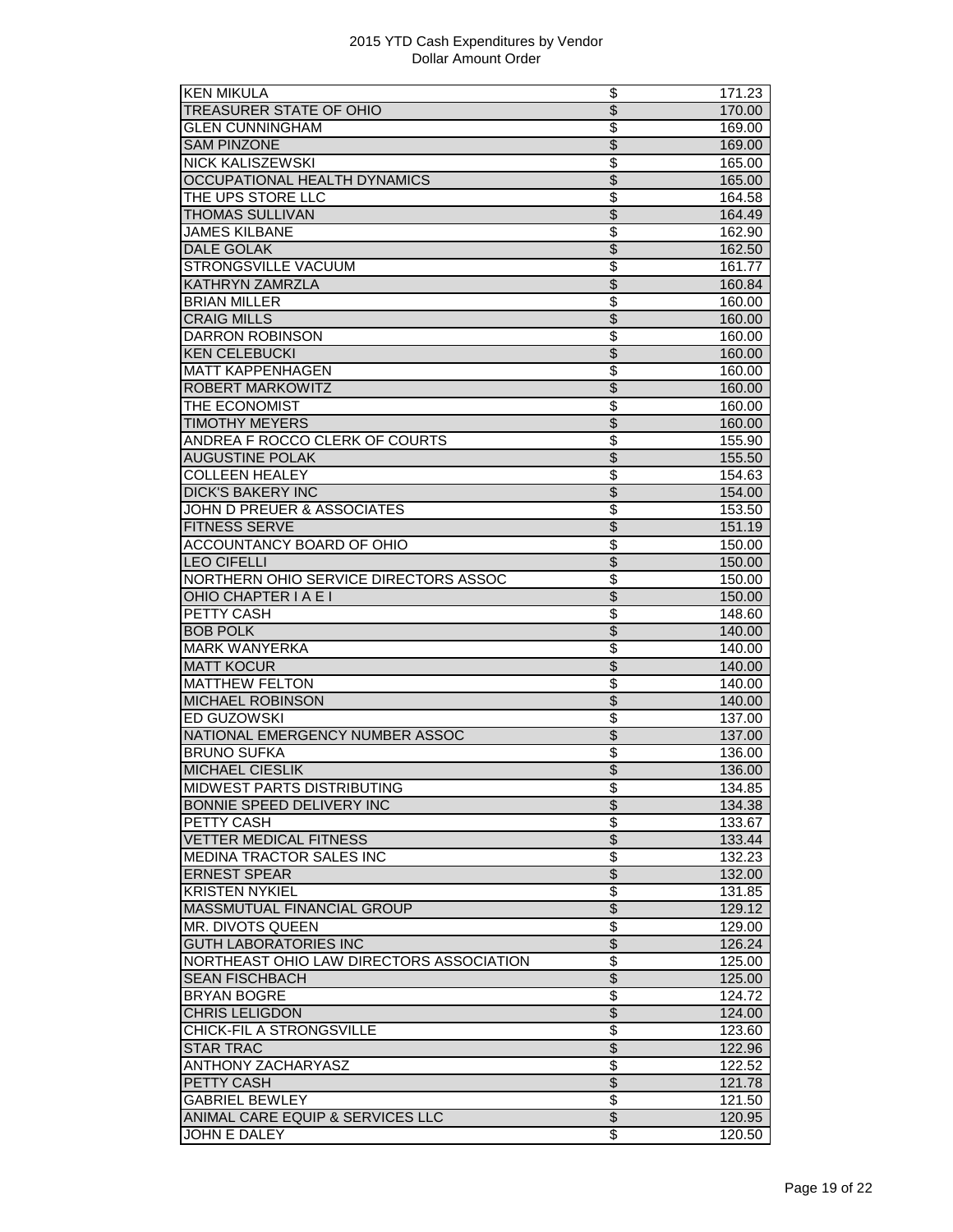# 2015 YTD Cash Expenditures by Vendor
## Dollar Amount Order

| Vendor | | Amount |
|---|---|---|
| KEN MIKULA | $ | 171.23 |
| TREASURER STATE OF OHIO | $ | 170.00 |
| GLEN CUNNINGHAM | $ | 169.00 |
| SAM PINZONE | $ | 169.00 |
| NICK KALISZEWSKI | $ | 165.00 |
| OCCUPATIONAL HEALTH DYNAMICS | $ | 165.00 |
| THE UPS STORE LLC | $ | 164.58 |
| THOMAS SULLIVAN | $ | 164.49 |
| JAMES KILBANE | $ | 162.90 |
| DALE GOLAK | $ | 162.50 |
| STRONGSVILLE VACUUM | $ | 161.77 |
| KATHRYN ZAMRZLA | $ | 160.84 |
| BRIAN MILLER | $ | 160.00 |
| CRAIG MILLS | $ | 160.00 |
| DARRON ROBINSON | $ | 160.00 |
| KEN CELEBUCKI | $ | 160.00 |
| MATT KAPPENHAGEN | $ | 160.00 |
| ROBERT MARKOWITZ | $ | 160.00 |
| THE ECONOMIST | $ | 160.00 |
| TIMOTHY MEYERS | $ | 160.00 |
| ANDREA F ROCCO CLERK OF COURTS | $ | 155.90 |
| AUGUSTINE POLAK | $ | 155.50 |
| COLLEEN HEALEY | $ | 154.63 |
| DICK'S BAKERY INC | $ | 154.00 |
| JOHN D PREUER & ASSOCIATES | $ | 153.50 |
| FITNESS SERVE | $ | 151.19 |
| ACCOUNTANCY BOARD OF OHIO | $ | 150.00 |
| LEO CIFELLI | $ | 150.00 |
| NORTHERN OHIO SERVICE DIRECTORS ASSOC | $ | 150.00 |
| OHIO CHAPTER I A E I | $ | 150.00 |
| PETTY CASH | $ | 148.60 |
| BOB POLK | $ | 140.00 |
| MARK WANYERKA | $ | 140.00 |
| MATT KOCUR | $ | 140.00 |
| MATTHEW FELTON | $ | 140.00 |
| MICHAEL ROBINSON | $ | 140.00 |
| ED GUZOWSKI | $ | 137.00 |
| NATIONAL EMERGENCY NUMBER ASSOC | $ | 137.00 |
| BRUNO SUFKA | $ | 136.00 |
| MICHAEL CIESLIK | $ | 136.00 |
| MIDWEST PARTS DISTRIBUTING | $ | 134.85 |
| BONNIE SPEED DELIVERY INC | $ | 134.38 |
| PETTY CASH | $ | 133.67 |
| VETTER MEDICAL FITNESS | $ | 133.44 |
| MEDINA TRACTOR SALES INC | $ | 132.23 |
| ERNEST SPEAR | $ | 132.00 |
| KRISTEN NYKIEL | $ | 131.85 |
| MASSMUTUAL FINANCIAL GROUP | $ | 129.12 |
| MR. DIVOTS QUEEN | $ | 129.00 |
| GUTH LABORATORIES INC | $ | 126.24 |
| NORTHEAST OHIO LAW DIRECTORS ASSOCIATION | $ | 125.00 |
| SEAN FISCHBACH | $ | 125.00 |
| BRYAN BOGRE | $ | 124.72 |
| CHRIS LELIGDON | $ | 124.00 |
| CHICK-FIL A STRONGSVILLE | $ | 123.60 |
| STAR TRAC | $ | 122.96 |
| ANTHONY ZACHARYASZ | $ | 122.52 |
| PETTY CASH | $ | 121.78 |
| GABRIEL BEWLEY | $ | 121.50 |
| ANIMAL CARE EQUIP & SERVICES LLC | $ | 120.95 |
| JOHN E DALEY | $ | 120.50 |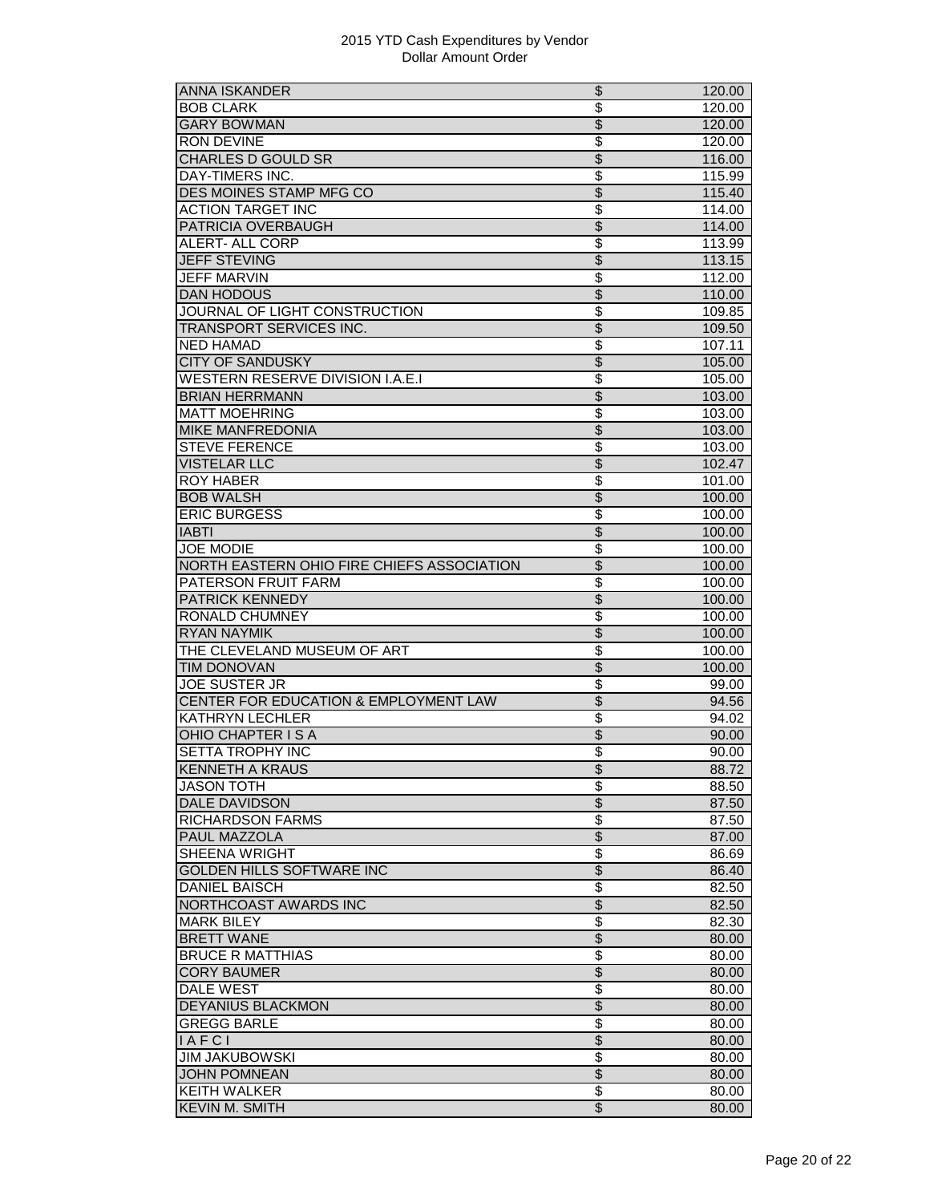| ANNA ISKANDER | $ | 120.00 |
|---|---|---|
| BOB CLARK | $ | 120.00 |
| GARY BOWMAN | $ | 120.00 |
| RON DEVINE | $ | 120.00 |
| CHARLES D GOULD SR | $ | 116.00 |
| DAY-TIMERS INC. | $ | 115.99 |
| DES MOINES STAMP MFG CO | $ | 115.40 |
| ACTION TARGET INC | $ | 114.00 |
| PATRICIA OVERBAUGH | $ | 114.00 |
| ALERT- ALL CORP | $ | 113.99 |
| JEFF STEVING | $ | 113.15 |
| JEFF MARVIN | $ | 112.00 |
| DAN HODOUS | $ | 110.00 |
| JOURNAL OF LIGHT CONSTRUCTION | $ | 109.85 |
| TRANSPORT SERVICES INC. | $ | 109.50 |
| NED HAMAD | $ | 107.11 |
| CITY OF SANDUSKY | $ | 105.00 |
| WESTERN RESERVE DIVISION I.A.E.I | $ | 105.00 |
| BRIAN HERRMANN | $ | 103.00 |
| MATT MOEHRING | $ | 103.00 |
| MIKE MANFREDONIA | $ | 103.00 |
| STEVE FERENCE | $ | 103.00 |
| VISTELAR LLC | $ | 102.47 |
| ROY HABER | $ | 101.00 |
| BOB WALSH | $ | 100.00 |
| ERIC BURGESS | $ | 100.00 |
| IABTI | $ | 100.00 |
| JOE MODIE | $ | 100.00 |
| NORTH EASTERN OHIO FIRE CHIEFS ASSOCIATION | $ | 100.00 |
| PATERSON FRUIT FARM | $ | 100.00 |
| PATRICK KENNEDY | $ | 100.00 |
| RONALD CHUMNEY | $ | 100.00 |
| RYAN NAYMIK | $ | 100.00 |
| THE CLEVELAND MUSEUM OF ART | $ | 100.00 |
| TIM DONOVAN | $ | 100.00 |
| JOE SUSTER JR | $ | 99.00 |
| CENTER FOR EDUCATION & EMPLOYMENT LAW | $ | 94.56 |
| KATHRYN LECHLER | $ | 94.02 |
| OHIO CHAPTER I S A | $ | 90.00 |
| SETTA TROPHY INC | $ | 90.00 |
| KENNETH A KRAUS | $ | 88.72 |
| JASON TOTH | $ | 88.50 |
| DALE DAVIDSON | $ | 87.50 |
| RICHARDSON FARMS | $ | 87.50 |
| PAUL MAZZOLA | $ | 87.00 |
| SHEENA WRIGHT | $ | 86.69 |
| GOLDEN HILLS SOFTWARE INC | $ | 86.40 |
| DANIEL BAISCH | $ | 82.50 |
| NORTHCOAST AWARDS INC | $ | 82.50 |
| MARK BILEY | $ | 82.30 |
| BRETT WANE | $ | 80.00 |
| BRUCE R MATTHIAS | $ | 80.00 |
| CORY BAUMER | $ | 80.00 |
| DALE WEST | $ | 80.00 |
| DEYANIUS BLACKMON | $ | 80.00 |
| GREGG BARLE | $ | 80.00 |
| I A F C I | $ | 80.00 |
| JIM JAKUBOWSKI | $ | 80.00 |
| JOHN POMNEAN | $ | 80.00 |
| KEITH WALKER | $ | 80.00 |
| KEVIN M. SMITH | $ | 80.00 |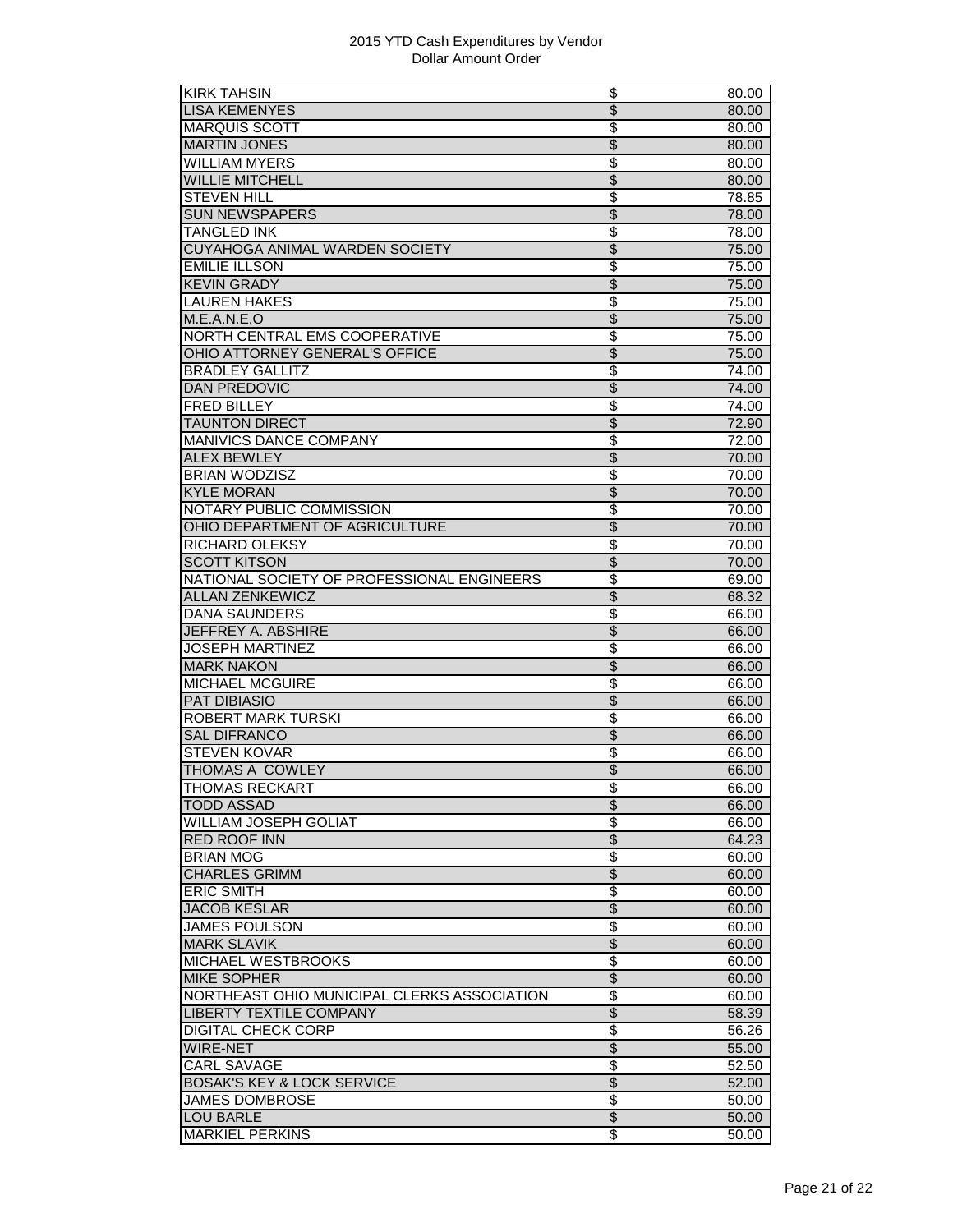| | | |
|---|---|---|
| KIRK TAHSIN | $ | 80.00 |
| LISA KEMENYES | $ | 80.00 |
| MARQUIS SCOTT | $ | 80.00 |
| MARTIN JONES | $ | 80.00 |
| WILLIAM MYERS | $ | 80.00 |
| WILLIE MITCHELL | $ | 80.00 |
| STEVEN HILL | $ | 78.85 |
| SUN NEWSPAPERS | $ | 78.00 |
| TANGLED INK | $ | 78.00 |
| CUYAHOGA ANIMAL WARDEN SOCIETY | $ | 75.00 |
| EMILIE ILLSON | $ | 75.00 |
| KEVIN GRADY | $ | 75.00 |
| LAUREN HAKES | $ | 75.00 |
| M.E.A.N.E.O | $ | 75.00 |
| NORTH CENTRAL EMS COOPERATIVE | $ | 75.00 |
| OHIO ATTORNEY GENERAL'S OFFICE | $ | 75.00 |
| BRADLEY GALLITZ | $ | 74.00 |
| DAN PREDOVIC | $ | 74.00 |
| FRED BILLEY | $ | 74.00 |
| TAUNTON DIRECT | $ | 72.90 |
| MANIVICS DANCE COMPANY | $ | 72.00 |
| ALEX BEWLEY | $ | 70.00 |
| BRIAN WODZISZ | $ | 70.00 |
| KYLE MORAN | $ | 70.00 |
| NOTARY PUBLIC COMMISSION | $ | 70.00 |
| OHIO DEPARTMENT OF AGRICULTURE | $ | 70.00 |
| RICHARD OLEKSY | $ | 70.00 |
| SCOTT KITSON | $ | 70.00 |
| NATIONAL SOCIETY OF PROFESSIONAL ENGINEERS | $ | 69.00 |
| ALLAN ZENKEWICZ | $ | 68.32 |
| DANA SAUNDERS | $ | 66.00 |
| JEFFREY A. ABSHIRE | $ | 66.00 |
| JOSEPH MARTINEZ | $ | 66.00 |
| MARK NAKON | $ | 66.00 |
| MICHAEL MCGUIRE | $ | 66.00 |
| PAT DIBIASIO | $ | 66.00 |
| ROBERT MARK TURSKI | $ | 66.00 |
| SAL DIFRANCO | $ | 66.00 |
| STEVEN KOVAR | $ | 66.00 |
| THOMAS A COWLEY | $ | 66.00 |
| THOMAS RECKART | $ | 66.00 |
| TODD ASSAD | $ | 66.00 |
| WILLIAM JOSEPH GOLIAT | $ | 66.00 |
| RED ROOF INN | $ | 64.23 |
| BRIAN MOG | $ | 60.00 |
| CHARLES GRIMM | $ | 60.00 |
| ERIC SMITH | $ | 60.00 |
| JACOB KESLAR | $ | 60.00 |
| JAMES POULSON | $ | 60.00 |
| MARK SLAVIK | $ | 60.00 |
| MICHAEL WESTBROOKS | $ | 60.00 |
| MIKE SOPHER | $ | 60.00 |
| NORTHEAST OHIO MUNICIPAL CLERKS ASSOCIATION | $ | 60.00 |
| LIBERTY TEXTILE COMPANY | $ | 58.39 |
| DIGITAL CHECK CORP | $ | 56.26 |
| WIRE-NET | $ | 55.00 |
| CARL SAVAGE | $ | 52.50 |
| BOSAK'S KEY & LOCK SERVICE | $ | 52.00 |
| JAMES DOMBROSE | $ | 50.00 |
| LOU BARLE | $ | 50.00 |
| MARKIEL PERKINS | $ | 50.00 |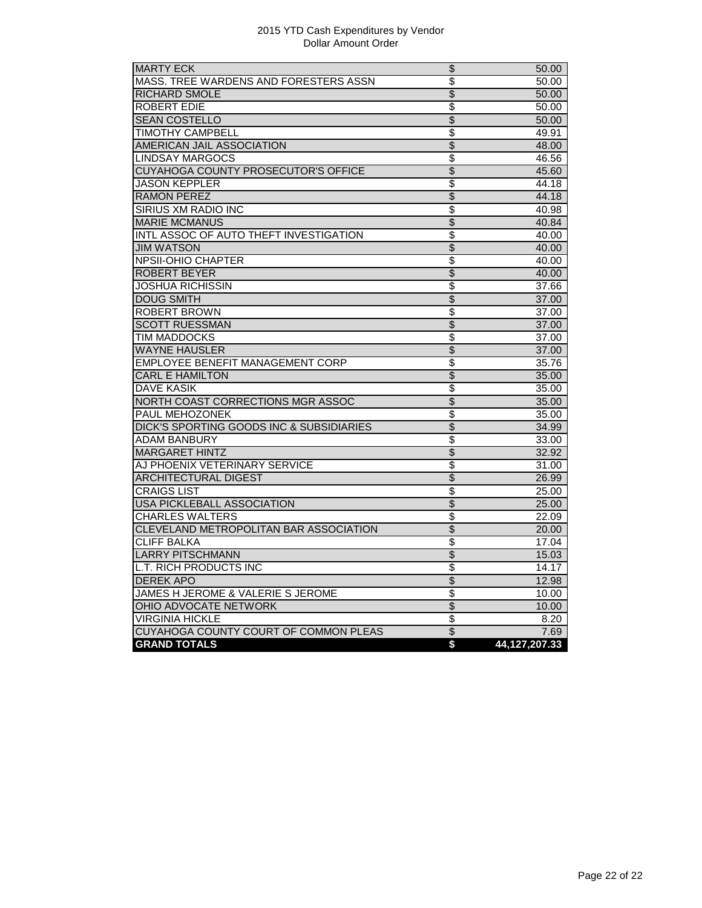2015 YTD Cash Expenditures by Vendor
Dollar Amount Order

| | | |
|---|---|---|
| MARTY ECK | $ | 50.00 |
| MASS. TREE WARDENS AND FORESTERS ASSN | $ | 50.00 |
| RICHARD SMOLE | $ | 50.00 |
| ROBERT EDIE | $ | 50.00 |
| SEAN COSTELLO | $ | 50.00 |
| TIMOTHY CAMPBELL | $ | 49.91 |
| AMERICAN JAIL ASSOCIATION | $ | 48.00 |
| LINDSAY MARGOCS | $ | 46.56 |
| CUYAHOGA COUNTY PROSECUTOR'S OFFICE | $ | 45.60 |
| JASON KEPPLER | $ | 44.18 |
| RAMON PEREZ | $ | 44.18 |
| SIRIUS XM RADIO INC | $ | 40.98 |
| MARIE MCMANUS | $ | 40.84 |
| INTL ASSOC OF AUTO THEFT INVESTIGATION | $ | 40.00 |
| JIM WATSON | $ | 40.00 |
| NPSII-OHIO CHAPTER | $ | 40.00 |
| ROBERT BEYER | $ | 40.00 |
| JOSHUA RICHISSIN | $ | 37.66 |
| DOUG SMITH | $ | 37.00 |
| ROBERT BROWN | $ | 37.00 |
| SCOTT RUESSMAN | $ | 37.00 |
| TIM MADDOCKS | $ | 37.00 |
| WAYNE HAUSLER | $ | 37.00 |
| EMPLOYEE BENEFIT MANAGEMENT CORP | $ | 35.76 |
| CARL E HAMILTON | $ | 35.00 |
| DAVE KASIK | $ | 35.00 |
| NORTH COAST CORRECTIONS MGR ASSOC | $ | 35.00 |
| PAUL MEHOZONEK | $ | 35.00 |
| DICK'S SPORTING GOODS INC & SUBSIDIARIES | $ | 34.99 |
| ADAM BANBURY | $ | 33.00 |
| MARGARET HINTZ | $ | 32.92 |
| AJ PHOENIX VETERINARY SERVICE | $ | 31.00 |
| ARCHITECTURAL DIGEST | $ | 26.99 |
| CRAIGS LIST | $ | 25.00 |
| USA PICKLEBALL ASSOCIATION | $ | 25.00 |
| CHARLES WALTERS | $ | 22.09 |
| CLEVELAND METROPOLITAN BAR ASSOCIATION | $ | 20.00 |
| CLIFF BALKA | $ | 17.04 |
| LARRY PITSCHMANN | $ | 15.03 |
| L.T. RICH PRODUCTS INC | $ | 14.17 |
| DEREK APO | $ | 12.98 |
| JAMES H JEROME & VALERIE S JEROME | $ | 10.00 |
| OHIO ADVOCATE NETWORK | $ | 10.00 |
| VIRGINIA HICKLE | $ | 8.20 |
| CUYAHOGA COUNTY COURT OF COMMON PLEAS | $ | 7.69 |
| **GRAND TOTALS** | **$** | **44,127,207.33** |